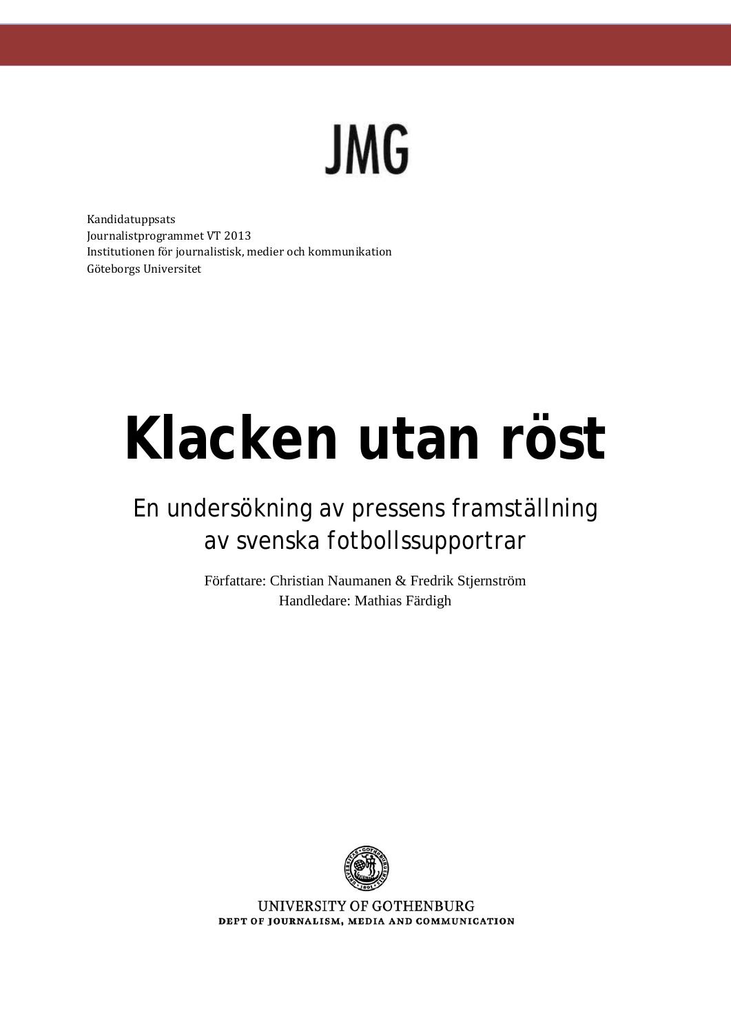JMG

Kandidatuppsats
Journalistprogrammet VT 2013
Institutionen för journalistisk, medier och kommunikation
Göteborgs Universitet

# Klacken utan röst

## En undersökning av pressens framställning av svenska fotbollssupportrar

Författare: Christian Naumanen & Fredrik Stjernström
Handledare: Mathias Färdigh

UNIVERSITY OF GOTHENBURG
DEPT OF JOURNALISM, MEDIA AND COMMUNICATION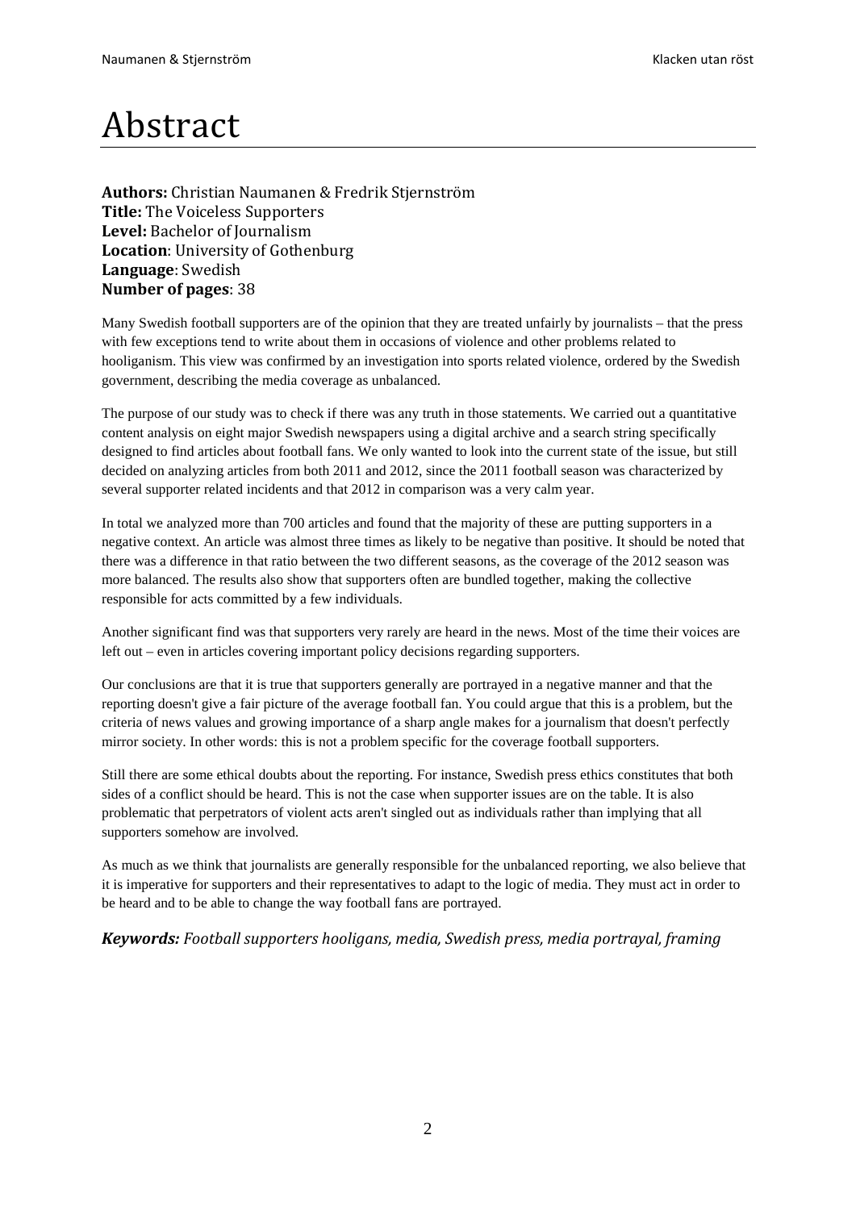# Abstract

**Authors:** Christian Naumanen & Fredrik Stjernström
**Title:** The Voiceless Supporters
**Level:** Bachelor of Journalism
**Location**: University of Gothenburg
**Language**: Swedish
**Number of pages**: 38

Many Swedish football supporters are of the opinion that they are treated unfairly by journalists – that the press with few exceptions tend to write about them in occasions of violence and other problems related to hooliganism. This view was confirmed by an investigation into sports related violence, ordered by the Swedish government, describing the media coverage as unbalanced.

The purpose of our study was to check if there was any truth in those statements. We carried out a quantitative content analysis on eight major Swedish newspapers using a digital archive and a search string specifically designed to find articles about football fans. We only wanted to look into the current state of the issue, but still decided on analyzing articles from both 2011 and 2012, since the 2011 football season was characterized by several supporter related incidents and that 2012 in comparison was a very calm year.

In total we analyzed more than 700 articles and found that the majority of these are putting supporters in a negative context. An article was almost three times as likely to be negative than positive. It should be noted that there was a difference in that ratio between the two different seasons, as the coverage of the 2012 season was more balanced. The results also show that supporters often are bundled together, making the collective responsible for acts committed by a few individuals.

Another significant find was that supporters very rarely are heard in the news. Most of the time their voices are left out – even in articles covering important policy decisions regarding supporters.

Our conclusions are that it is true that supporters generally are portrayed in a negative manner and that the reporting doesn't give a fair picture of the average football fan. You could argue that this is a problem, but the criteria of news values and growing importance of a sharp angle makes for a journalism that doesn't perfectly mirror society. In other words: this is not a problem specific for the coverage football supporters.

Still there are some ethical doubts about the reporting. For instance, Swedish press ethics constitutes that both sides of a conflict should be heard. This is not the case when supporter issues are on the table. It is also problematic that perpetrators of violent acts aren't singled out as individuals rather than implying that all supporters somehow are involved.

As much as we think that journalists are generally responsible for the unbalanced reporting, we also believe that it is imperative for supporters and their representatives to adapt to the logic of media. They must act in order to be heard and to be able to change the way football fans are portrayed.

***Keywords:*** *Football supporters hooligans, media, Swedish press, media portrayal, framing*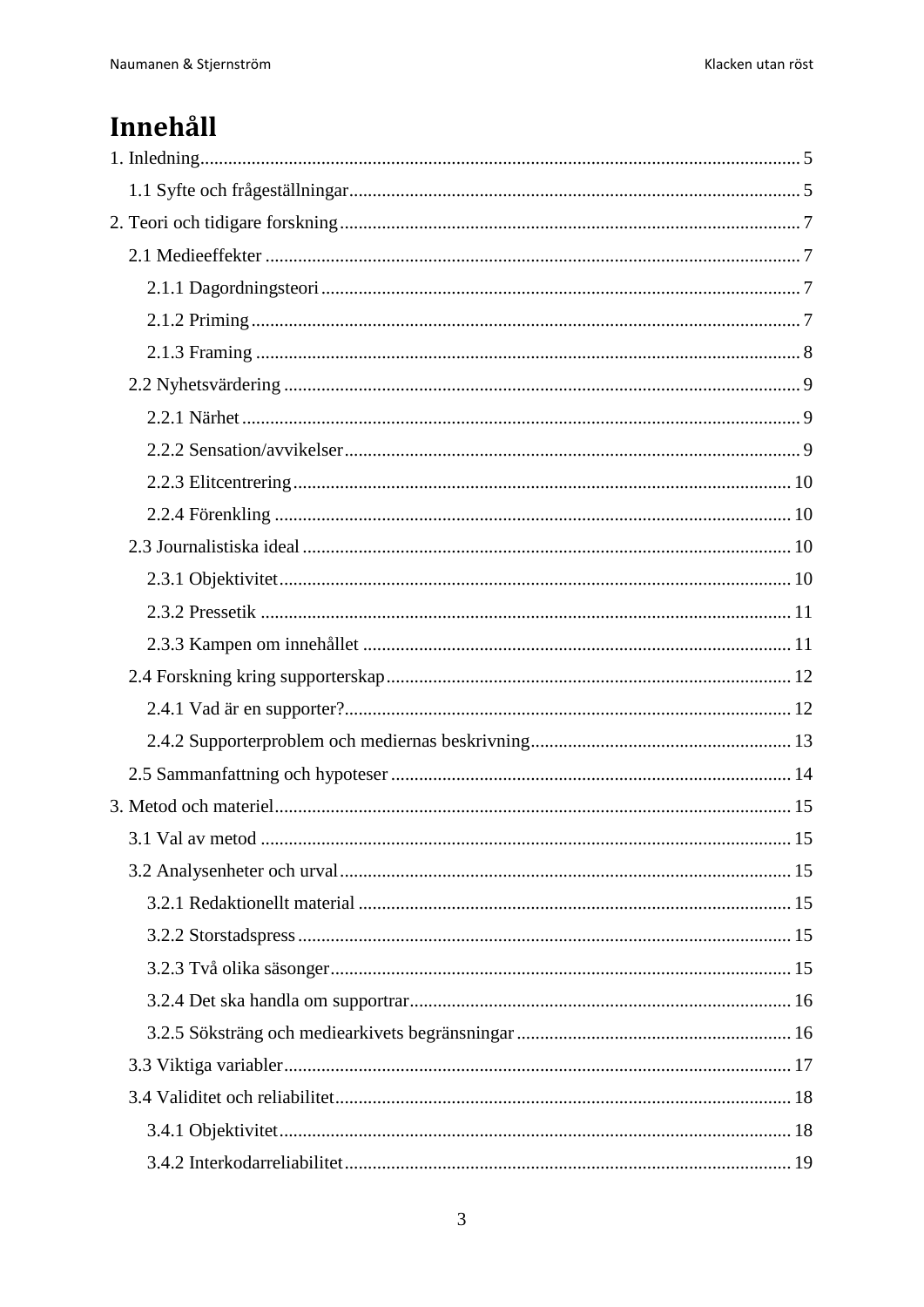# Innehåll

1. Inledning ........................................................................................................... 5
   - 1.1 Syfte och frågeställningar ........................................................................... 5
2. Teori och tidigare forskning ................................................................................ 7
   - 2.1 Medieeffekter ............................................................................................ 7
     - 2.1.1 Dagordningsteori ................................................................................. 7
     - 2.1.2 Priming ................................................................................................ 7
     - 2.1.3 Framing ............................................................................................... 8
   - 2.2 Nyhetsvärdering ......................................................................................... 9
     - 2.2.1 Närhet .................................................................................................. 9
     - 2.2.2 Sensation/avvikelser ............................................................................ 9
     - 2.2.3 Elitcentrering ...................................................................................... 10
     - 2.2.4 Förenkling .......................................................................................... 10
   - 2.3 Journalistiska ideal .................................................................................... 10
     - 2.3.1 Objektivitet ......................................................................................... 10
     - 2.3.2 Pressetik ............................................................................................. 11
     - 2.3.3 Kampen om innehållet ....................................................................... 11
   - 2.4 Forskning kring supporterskap .................................................................. 12
     - 2.4.1 Vad är en supporter? .......................................................................... 12
     - 2.4.2 Supporterproblem och mediernas beskrivning .................................... 13
   - 2.5 Sammanfattning och hypoteser ................................................................. 14
3. Metod och materiel ............................................................................................ 15
   - 3.1 Val av metod ............................................................................................. 15
   - 3.2 Analysenheter och urval ........................................................................... 15
     - 3.2.1 Redaktionellt material ........................................................................ 15
     - 3.2.2 Storstadspress ..................................................................................... 15
     - 3.2.3 Två olika säsonger .............................................................................. 15
     - 3.2.4 Det ska handla om supportrar ............................................................. 16
     - 3.2.5 Söksträng och mediearkivets begränsningar ....................................... 16
   - 3.3 Viktiga variabler ....................................................................................... 17
   - 3.4 Validitet och reliabilitet ............................................................................. 18
     - 3.4.1 Objektivitet ......................................................................................... 18
     - 3.4.2 Interkodarreliabilitet ........................................................................... 19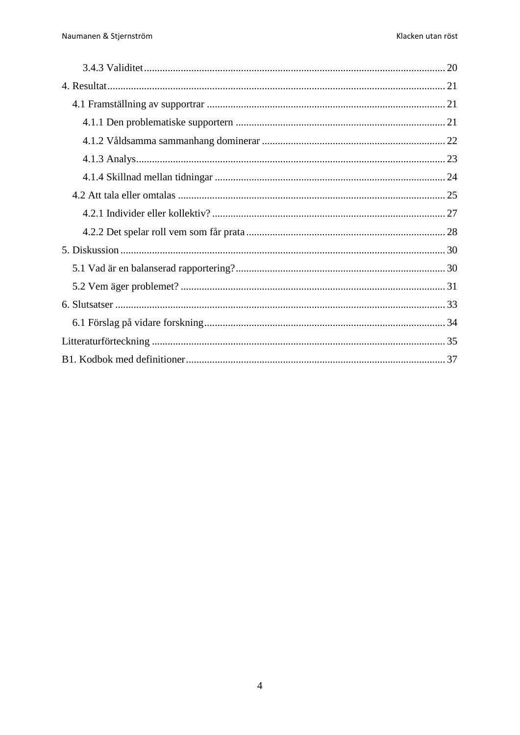3.4.3 Validitet ........................................................................................................ 20

4. Resultat ................................................................................................................ 21

4.1 Framställning av supportrar ........................................................................... 21

4.1.1 Den problematiske supportern ............................................................... 21

4.1.2 Våldsamma sammanhang dominerar ..................................................... 22

4.1.3 Analys ....................................................................................................... 23

4.1.4 Skillnad mellan tidningar ....................................................................... 24

4.2 Att tala eller omtalas ....................................................................................... 25

4.2.1 Individer eller kollektiv? ......................................................................... 27

4.2.2 Det spelar roll vem som får prata ........................................................... 28

5. Diskussion ........................................................................................................... 30

5.1 Vad är en balanserad rapportering? ............................................................... 30

5.2 Vem äger problemet? ...................................................................................... 31

6. Slutsatser ............................................................................................................. 33

6.1 Förslag på vidare forskning ........................................................................... 34

Litteraturförteckning ............................................................................................... 35

B1. Kodbok med definitioner .................................................................................. 37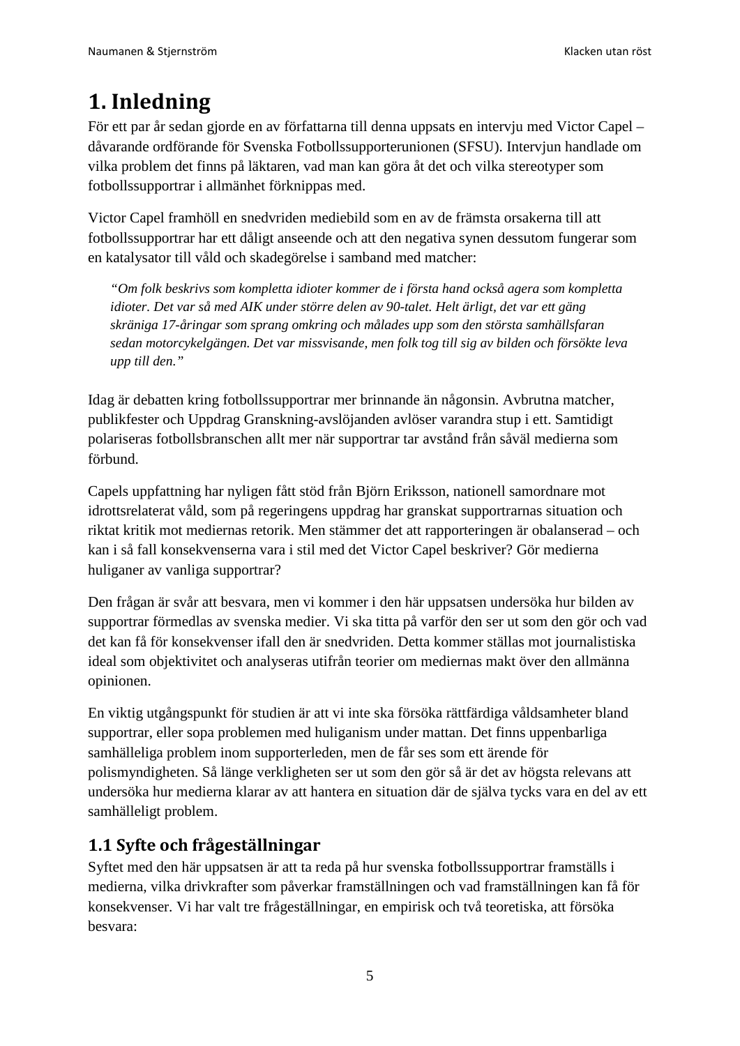# 1. Inledning

För ett par år sedan gjorde en av författarna till denna uppsats en intervju med Victor Capel – dåvarande ordförande för Svenska Fotbollssupporterunionen (SFSU). Intervjun handlade om vilka problem det finns på läktaren, vad man kan göra åt det och vilka stereotyper som fotbollssupportrar i allmänhet förknippas med.

Victor Capel framhöll en snedvriden mediebild som en av de främsta orsakerna till att fotbollssupportrar har ett dåligt anseende och att den negativa synen dessutom fungerar som en katalysator till våld och skadegörelse i samband med matcher:

> *"Om folk beskrivs som kompletta idioter kommer de i första hand också agera som kompletta idioter. Det var så med AIK under större delen av 90-talet. Helt ärligt, det var ett gäng skräniga 17-åringar som sprang omkring och målades upp som den största samhällsfaran sedan motorcykelgängen. Det var missvisande, men folk tog till sig av bilden och försökte leva upp till den."*

Idag är debatten kring fotbollssupportrar mer brinnande än någonsin. Avbrutna matcher, publikfester och Uppdrag Granskning-avslöjanden avlöser varandra stup i ett. Samtidigt polariseras fotbollsbranschen allt mer när supportrar tar avstånd från såväl medierna som förbund.

Capels uppfattning har nyligen fått stöd från Björn Eriksson, nationell samordnare mot idrottsrelaterat våld, som på regeringens uppdrag har granskat supportrarnas situation och riktat kritik mot mediernas retorik. Men stämmer det att rapporteringen är obalanserad – och kan i så fall konsekvenserna vara i stil med det Victor Capel beskriver? Gör medierna huliganer av vanliga supportrar?

Den frågan är svår att besvara, men vi kommer i den här uppsatsen undersöka hur bilden av supportrar förmedlas av svenska medier. Vi ska titta på varför den ser ut som den gör och vad det kan få för konsekvenser ifall den är snedvriden. Detta kommer ställas mot journalistiska ideal som objektivitet och analyseras utifrån teorier om mediernas makt över den allmänna opinionen.

En viktig utgångspunkt för studien är att vi inte ska försöka rättfärdiga våldsamheter bland supportrar, eller sopa problemen med huliganism under mattan. Det finns uppenbarliga samhälleliga problem inom supporterleden, men de får ses som ett ärende för polismyndigheten. Så länge verkligheten ser ut som den gör så är det av högsta relevans att undersöka hur medierna klarar av att hantera en situation där de själva tycks vara en del av ett samhälleligt problem.

## 1.1 Syfte och frågeställningar

Syftet med den här uppsatsen är att ta reda på hur svenska fotbollssupportrar framställs i medierna, vilka drivkrafter som påverkar framställningen och vad framställningen kan få för konsekvenser. Vi har valt tre frågeställningar, en empirisk och två teoretiska, att försöka besvara: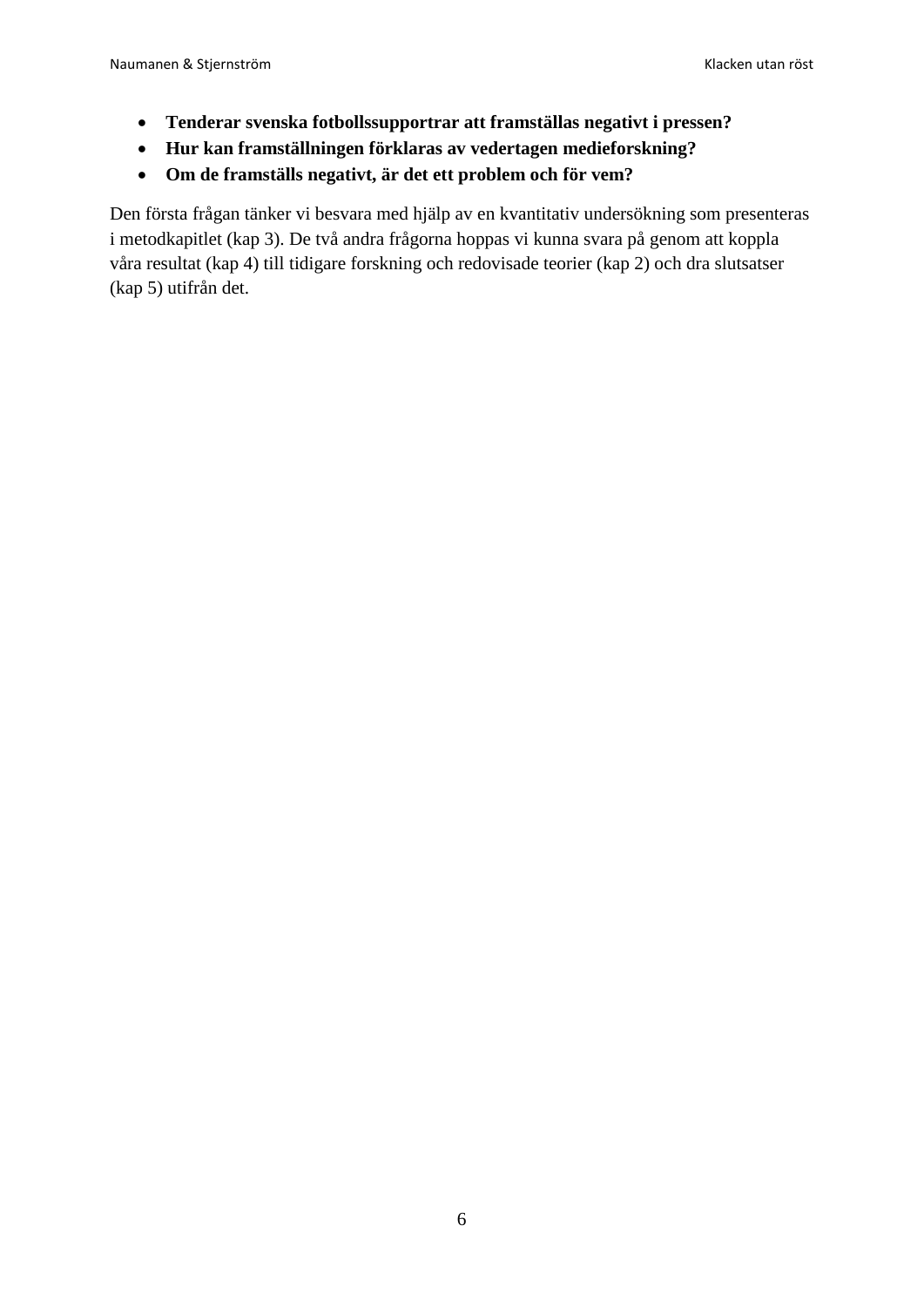- **Tenderar svenska fotbollssupportrar att framställas negativt i pressen?**
- **Hur kan framställningen förklaras av vedertagen medieforskning?**
- **Om de framställs negativt, är det ett problem och för vem?**

Den första frågan tänker vi besvara med hjälp av en kvantitativ undersökning som presenteras i metodkapitlet (kap 3). De två andra frågorna hoppas vi kunna svara på genom att koppla våra resultat (kap 4) till tidigare forskning och redovisade teorier (kap 2) och dra slutsatser (kap 5) utifrån det.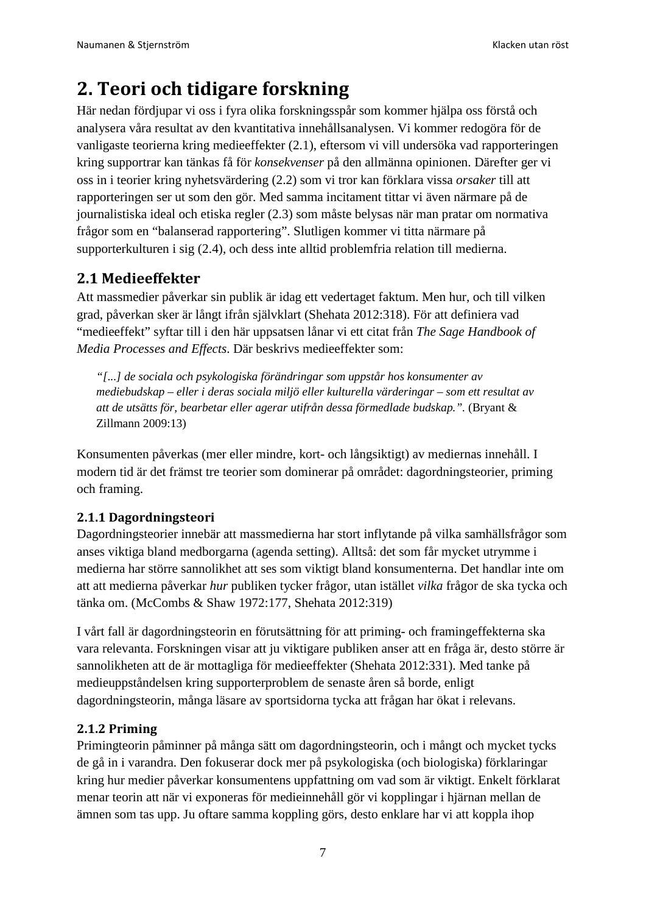# 2. Teori och tidigare forskning

Här nedan fördjupar vi oss i fyra olika forskningsspår som kommer hjälpa oss förstå och analysera våra resultat av den kvantitativa innehållsanalysen. Vi kommer redogöra för de vanligaste teorierna kring medieeffekter (2.1), eftersom vi vill undersöka vad rapporteringen kring supportrar kan tänkas få för *konsekvenser* på den allmänna opinionen. Därefter ger vi oss in i teorier kring nyhetsvärdering (2.2) som vi tror kan förklara vissa *orsaker* till att rapporteringen ser ut som den gör. Med samma incitament tittar vi även närmare på de journalistiska ideal och etiska regler (2.3) som måste belysas när man pratar om normativa frågor som en "balanserad rapportering". Slutligen kommer vi titta närmare på supporterkulturen i sig (2.4), och dess inte alltid problemfria relation till medierna.

## 2.1 Medieeffekter

Att massmedier påverkar sin publik är idag ett vedertaget faktum. Men hur, och till vilken grad, påverkan sker är långt ifrån självklart (Shehata 2012:318). För att definiera vad "medieeffekt" syftar till i den här uppsatsen lånar vi ett citat från *The Sage Handbook of Media Processes and Effects*. Där beskrivs medieeffekter som:

> *"[...] de sociala och psykologiska förändringar som uppstår hos konsumenter av mediebudskap – eller i deras sociala miljö eller kulturella värderingar – som ett resultat av att de utsätts för, bearbetar eller agerar utifrån dessa förmedlade budskap.".* (Bryant & Zillmann 2009:13)

Konsumenten påverkas (mer eller mindre, kort- och långsiktigt) av mediernas innehåll. I modern tid är det främst tre teorier som dominerar på området: dagordningsteorier, priming och framing.

### 2.1.1 Dagordningsteori

Dagordningsteorier innebär att massmedierna har stort inflytande på vilka samhällsfrågor som anses viktiga bland medborgarna (agenda setting). Alltså: det som får mycket utrymme i medierna har större sannolikhet att ses som viktigt bland konsumenterna. Det handlar inte om att att medierna påverkar *hur* publiken tycker frågor, utan istället *vilka* frågor de ska tycka och tänka om. (McCombs & Shaw 1972:177, Shehata 2012:319)

I vårt fall är dagordningsteorin en förutsättning för att priming- och framingeffekterna ska vara relevanta. Forskningen visar att ju viktigare publiken anser att en fråga är, desto större är sannolikheten att de är mottagliga för medieeffekter (Shehata 2012:331). Med tanke på medieuppståndelsen kring supporterproblem de senaste åren så borde, enligt dagordningsteorin, många läsare av sportsidorna tycka att frågan har ökat i relevans.

### 2.1.2 Priming

Primingteorin påminner på många sätt om dagordningsteorin, och i mångt och mycket tycks de gå in i varandra. Den fokuserar dock mer på psykologiska (och biologiska) förklaringar kring hur medier påverkar konsumentens uppfattning om vad som är viktigt. Enkelt förklarat menar teorin att när vi exponeras för medieinnehåll gör vi kopplingar i hjärnan mellan de ämnen som tas upp. Ju oftare samma koppling görs, desto enklare har vi att koppla ihop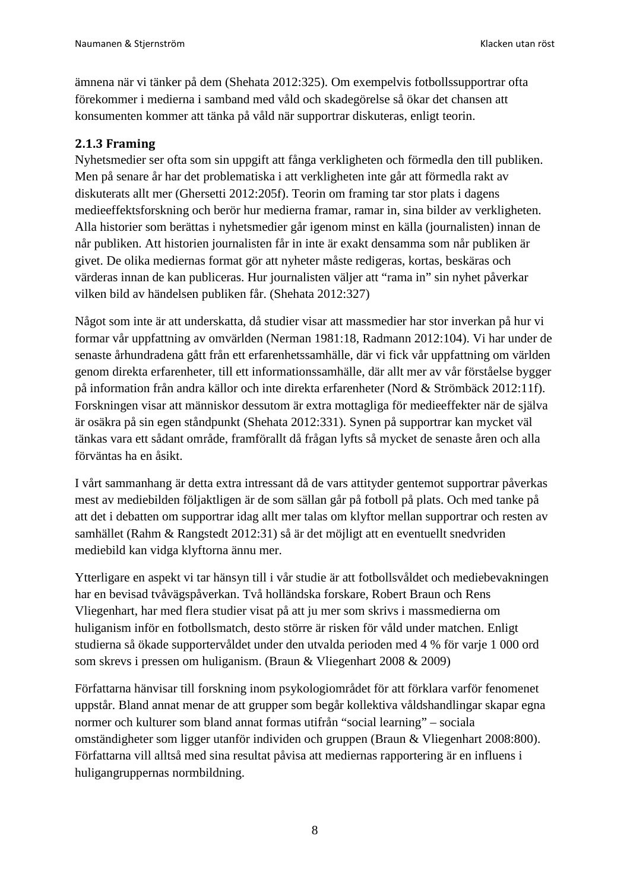ämnena när vi tänker på dem (Shehata 2012:325). Om exempelvis fotbollssupportrar ofta förekommer i medierna i samband med våld och skadegörelse så ökar det chansen att konsumenten kommer att tänka på våld när supportrar diskuteras, enligt teorin.

### 2.1.3 Framing

Nyhetsmedier ser ofta som sin uppgift att fånga verkligheten och förmedla den till publiken. Men på senare år har det problematiska i att verkligheten inte går att förmedla rakt av diskuterats allt mer (Ghersetti 2012:205f). Teorin om framing tar stor plats i dagens medieeffektsforskning och berör hur medierna framar, ramar in, sina bilder av verkligheten. Alla historier som berättas i nyhetsmedier går igenom minst en källa (journalisten) innan de når publiken. Att historien journalisten får in inte är exakt densamma som når publiken är givet. De olika mediernas format gör att nyheter måste redigeras, kortas, beskäras och värderas innan de kan publiceras. Hur journalisten väljer att "rama in" sin nyhet påverkar vilken bild av händelsen publiken får. (Shehata 2012:327)

Något som inte är att underskatta, då studier visar att massmedier har stor inverkan på hur vi formar vår uppfattning av omvärlden (Nerman 1981:18, Radmann 2012:104). Vi har under de senaste århundradena gått från ett erfarenhetssamhälle, där vi fick vår uppfattning om världen genom direkta erfarenheter, till ett informationssamhälle, där allt mer av vår förståelse bygger på information från andra källor och inte direkta erfarenheter (Nord & Strömbäck 2012:11f). Forskningen visar att människor dessutom är extra mottagliga för medieeffekter när de själva är osäkra på sin egen ståndpunkt (Shehata 2012:331). Synen på supportrar kan mycket väl tänkas vara ett sådant område, framförallt då frågan lyfts så mycket de senaste åren och alla förväntas ha en åsikt.

I vårt sammanhang är detta extra intressant då de vars attityder gentemot supportrar påverkas mest av mediebilden följaktligen är de som sällan går på fotboll på plats. Och med tanke på att det i debatten om supportrar idag allt mer talas om klyftor mellan supportrar och resten av samhället (Rahm & Rangstedt 2012:31) så är det möjligt att en eventuellt snedvriden mediebild kan vidga klyftorna ännu mer.

Ytterligare en aspekt vi tar hänsyn till i vår studie är att fotbollsvåldet och mediebevakningen har en bevisad tvåvägspåverkan. Två holländska forskare, Robert Braun och Rens Vliegenhart, har med flera studier visat på att ju mer som skrivs i massmedierna om huliganism inför en fotbollsmatch, desto större är risken för våld under matchen. Enligt studierna så ökade supportervåldet under den utvalda perioden med 4 % för varje 1 000 ord som skrevs i pressen om huliganism. (Braun & Vliegenhart 2008 & 2009)

Författarna hänvisar till forskning inom psykologiområdet för att förklara varför fenomenet uppstår. Bland annat menar de att grupper som begår kollektiva våldshandlingar skapar egna normer och kulturer som bland annat formas utifrån "social learning" – sociala omständigheter som ligger utanför individen och gruppen (Braun & Vliegenhart 2008:800). Författarna vill alltså med sina resultat påvisa att mediernas rapportering är en influens i huligangruppernas normbildning.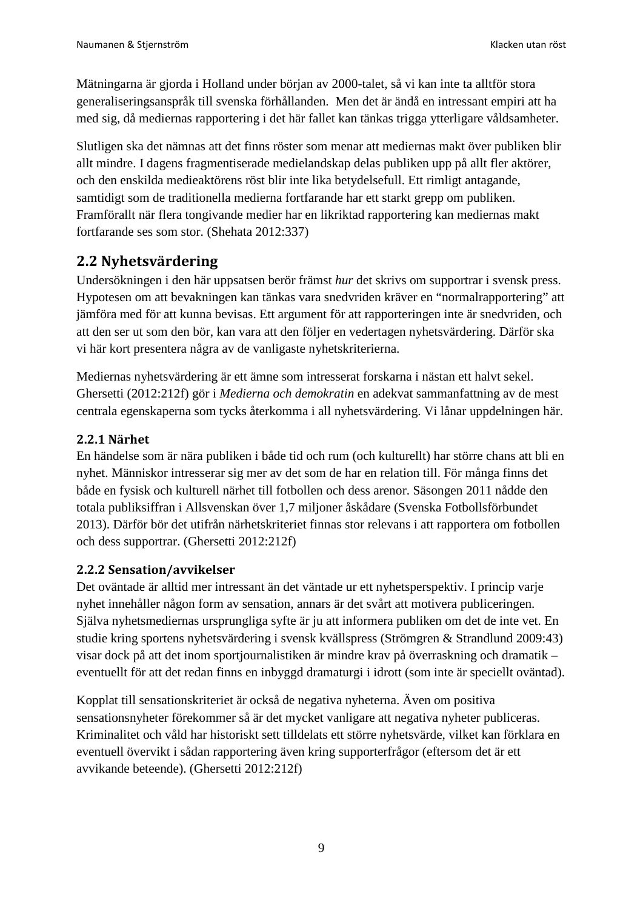Mätningarna är gjorda i Holland under början av 2000-talet, så vi kan inte ta alltför stora generaliseringsanspråk till svenska förhållanden.  Men det är ändå en intressant empiri att ha med sig, då mediernas rapportering i det här fallet kan tänkas trigga ytterligare våldsamheter.

Slutligen ska det nämnas att det finns röster som menar att mediernas makt över publiken blir allt mindre. I dagens fragmentiserade medielandskap delas publiken upp på allt fler aktörer, och den enskilda medieaktörens röst blir inte lika betydelsefull. Ett rimligt antagande, samtidigt som de traditionella medierna fortfarande har ett starkt grepp om publiken. Framförallt när flera tongivande medier har en likriktad rapportering kan mediernas makt fortfarande ses som stor. (Shehata 2012:337)

## 2.2 Nyhetsvärdering

Undersökningen i den här uppsatsen berör främst *hur* det skrivs om supportrar i svensk press. Hypotesen om att bevakningen kan tänkas vara snedvriden kräver en "normalrapportering" att jämföra med för att kunna bevisas. Ett argument för att rapporteringen inte är snedvriden, och att den ser ut som den bör, kan vara att den följer en vedertagen nyhetsvärdering. Därför ska vi här kort presentera några av de vanligaste nyhetskriterierna.

Mediernas nyhetsvärdering är ett ämne som intresserat forskarna i nästan ett halvt sekel. Ghersetti (2012:212f) gör i *Medierna och demokratin* en adekvat sammanfattning av de mest centrala egenskaperna som tycks återkomma i all nyhetsvärdering. Vi lånar uppdelningen här.

### 2.2.1 Närhet

En händelse som är nära publiken i både tid och rum (och kulturellt) har större chans att bli en nyhet. Människor intresserar sig mer av det som de har en relation till. För många finns det både en fysisk och kulturell närhet till fotbollen och dess arenor. Säsongen 2011 nådde den totala publiksiffran i Allsvenskan över 1,7 miljoner åskådare (Svenska Fotbollsförbundet 2013). Därför bör det utifrån närhetskriteriet finnas stor relevans i att rapportera om fotbollen och dess supportrar. (Ghersetti 2012:212f)

### 2.2.2 Sensation/avvikelser

Det oväntade är alltid mer intressant än det väntade ur ett nyhetsperspektiv. I princip varje nyhet innehåller någon form av sensation, annars är det svårt att motivera publiceringen. Själva nyhetsmediernas ursprungliga syfte är ju att informera publiken om det de inte vet. En studie kring sportens nyhetsvärdering i svensk kvällspress (Strömgren & Strandlund 2009:43) visar dock på att det inom sportjournalistiken är mindre krav på överraskning och dramatik – eventuellt för att det redan finns en inbyggd dramaturgi i idrott (som inte är speciellt oväntad).

Kopplat till sensationskriteriet är också de negativa nyheterna. Även om positiva sensationsnyheter förekommer så är det mycket vanligare att negativa nyheter publiceras. Kriminalitet och våld har historiskt sett tilldelats ett större nyhetsvärde, vilket kan förklara en eventuell övervikt i sådan rapportering även kring supporterfrågor (eftersom det är ett avvikande beteende). (Ghersetti 2012:212f)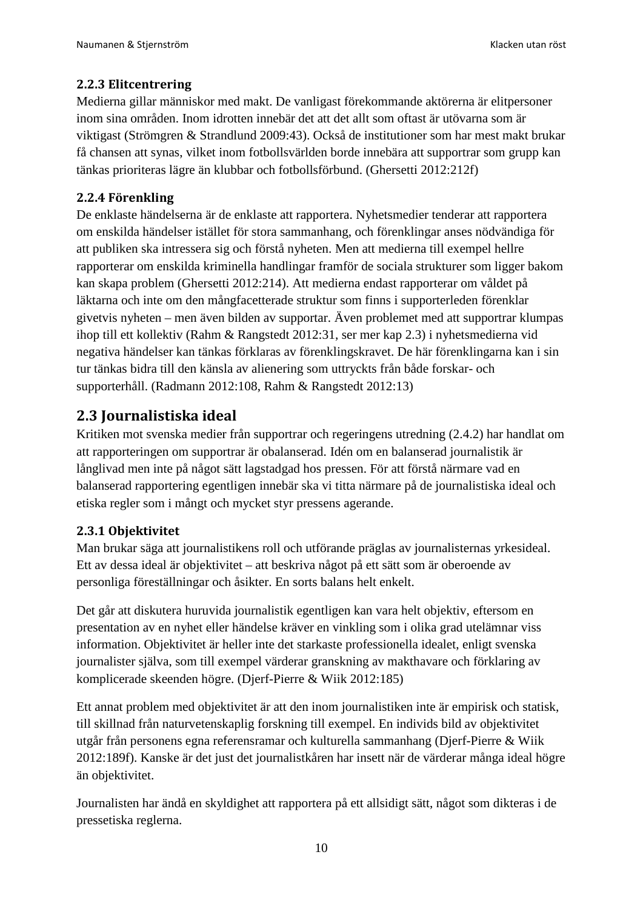### 2.2.3 Elitcentrering

Medierna gillar människor med makt. De vanligast förekommande aktörerna är elitpersoner inom sina områden. Inom idrotten innebär det att det allt som oftast är utövarna som är viktigast (Strömgren & Strandlund 2009:43). Också de institutioner som har mest makt brukar få chansen att synas, vilket inom fotbollsvärlden borde innebära att supportrar som grupp kan tänkas prioriteras lägre än klubbar och fotbollsförbund. (Ghersetti 2012:212f)

### 2.2.4 Förenkling

De enklaste händelserna är de enklaste att rapportera. Nyhetsmedier tenderar att rapportera om enskilda händelser istället för stora sammanhang, och förenklingar anses nödvändiga för att publiken ska intressera sig och förstå nyheten. Men att medierna till exempel hellre rapporterar om enskilda kriminella handlingar framför de sociala strukturer som ligger bakom kan skapa problem (Ghersetti 2012:214). Att medierna endast rapporterar om våldet på läktarna och inte om den mångfacetterade struktur som finns i supporterleden förenklar givetvis nyheten – men även bilden av supportar. Även problemet med att supportrar klumpas ihop till ett kollektiv (Rahm & Rangstedt 2012:31, ser mer kap 2.3) i nyhetsmedierna vid negativa händelser kan tänkas förklaras av förenklingskravet. De här förenklingarna kan i sin tur tänkas bidra till den känsla av alienering som uttryckts från både forskar- och supporterhåll. (Radmann 2012:108, Rahm & Rangstedt 2012:13)

## 2.3 Journalistiska ideal

Kritiken mot svenska medier från supportrar och regeringens utredning (2.4.2) har handlat om att rapporteringen om supportrar är obalanserad. Idén om en balanserad journalistik är långlivad men inte på något sätt lagstadgad hos pressen. För att förstå närmare vad en balanserad rapportering egentligen innebär ska vi titta närmare på de journalistiska ideal och etiska regler som i mångt och mycket styr pressens agerande.

### 2.3.1 Objektivitet

Man brukar säga att journalistikens roll och utförande präglas av journalisternas yrkesideal. Ett av dessa ideal är objektivitet – att beskriva något på ett sätt som är oberoende av personliga föreställningar och åsikter. En sorts balans helt enkelt.

Det går att diskutera huruvida journalistik egentligen kan vara helt objektiv, eftersom en presentation av en nyhet eller händelse kräver en vinkling som i olika grad utelämnar viss information. Objektivitet är heller inte det starkaste professionella idealet, enligt svenska journalister själva, som till exempel värderar granskning av makthavare och förklaring av komplicerade skeenden högre. (Djerf-Pierre & Wiik 2012:185)

Ett annat problem med objektivitet är att den inom journalistiken inte är empirisk och statisk, till skillnad från naturvetenskaplig forskning till exempel. En individs bild av objektivitet utgår från personens egna referensramar och kulturella sammanhang (Djerf-Pierre & Wiik 2012:189f). Kanske är det just det journalistkåren har insett när de värderar många ideal högre än objektivitet.

Journalisten har ändå en skyldighet att rapportera på ett allsidigt sätt, något som dikteras i de pressetiska reglerna.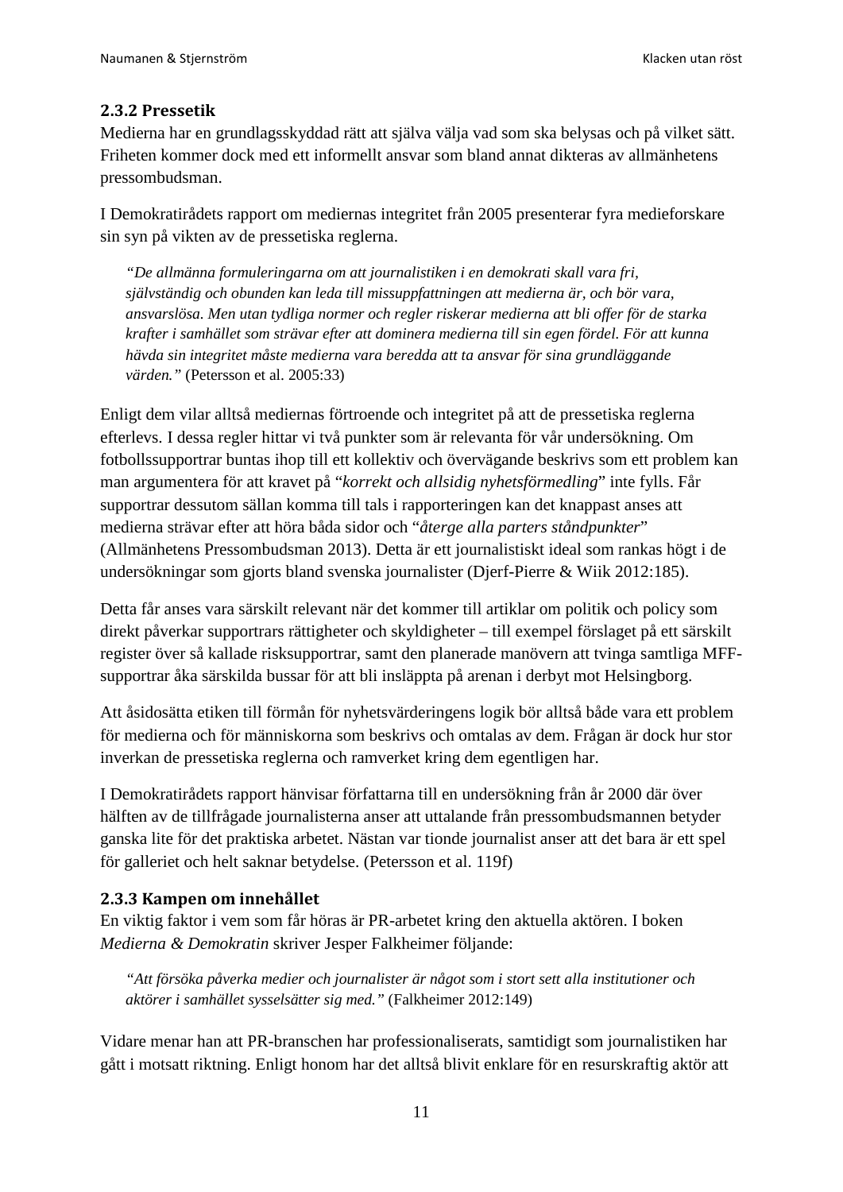### 2.3.2 Pressetik

Medierna har en grundlagsskyddad rätt att själva välja vad som ska belysas och på vilket sätt. Friheten kommer dock med ett informellt ansvar som bland annat dikteras av allmänhetens pressombudsman.

I Demokratirådets rapport om mediernas integritet från 2005 presenterar fyra medieforskare sin syn på vikten av de pressetiska reglerna.

> *"De allmänna formuleringarna om att journalistiken i en demokrati skall vara fri, självständig och obunden kan leda till missuppfattningen att medierna är, och bör vara, ansvarslösa. Men utan tydliga normer och regler riskerar medierna att bli offer för de starka krafter i samhället som strävar efter att dominera medierna till sin egen fördel. För att kunna hävda sin integritet måste medierna vara beredda att ta ansvar för sina grundläggande värden."* (Petersson et al. 2005:33)

Enligt dem vilar alltså mediernas förtroende och integritet på att de pressetiska reglerna efterlevs. I dessa regler hittar vi två punkter som är relevanta för vår undersökning. Om fotbollssupportrar buntas ihop till ett kollektiv och övervägande beskrivs som ett problem kan man argumentera för att kravet på "*korrekt och allsidig nyhetsförmedling*" inte fylls. Får supportrar dessutom sällan komma till tals i rapporteringen kan det knappast anses att medierna strävar efter att höra båda sidor och "*återge alla parters ståndpunkter*" (Allmänhetens Pressombudsman 2013). Detta är ett journalistiskt ideal som rankas högt i de undersökningar som gjorts bland svenska journalister (Djerf-Pierre & Wiik 2012:185).

Detta får anses vara särskilt relevant när det kommer till artiklar om politik och policy som direkt påverkar supportrars rättigheter och skyldigheter – till exempel förslaget på ett särskilt register över så kallade risksupportrar, samt den planerade manövern att tvinga samtliga MFF-supportrar åka särskilda bussar för att bli insläppta på arenan i derbyt mot Helsingborg.

Att åsidosätta etiken till förmån för nyhetsvärderingens logik bör alltså både vara ett problem för medierna och för människorna som beskrivs och omtalas av dem. Frågan är dock hur stor inverkan de pressetiska reglerna och ramverket kring dem egentligen har.

I Demokratirådets rapport hänvisar författarna till en undersökning från år 2000 där över hälften av de tillfrågade journalisterna anser att uttalande från pressombudsmannen betyder ganska lite för det praktiska arbetet. Nästan var tionde journalist anser att det bara är ett spel för galleriet och helt saknar betydelse. (Petersson et al. 119f)

### 2.3.3 Kampen om innehållet

En viktig faktor i vem som får höras är PR-arbetet kring den aktuella aktören. I boken *Medierna & Demokratin* skriver Jesper Falkheimer följande:

> *"Att försöka påverka medier och journalister är något som i stort sett alla institutioner och aktörer i samhället sysselsätter sig med."* (Falkheimer 2012:149)

Vidare menar han att PR-branschen har professionaliserats, samtidigt som journalistiken har gått i motsatt riktning. Enligt honom har det alltså blivit enklare för en resurskraftig aktör att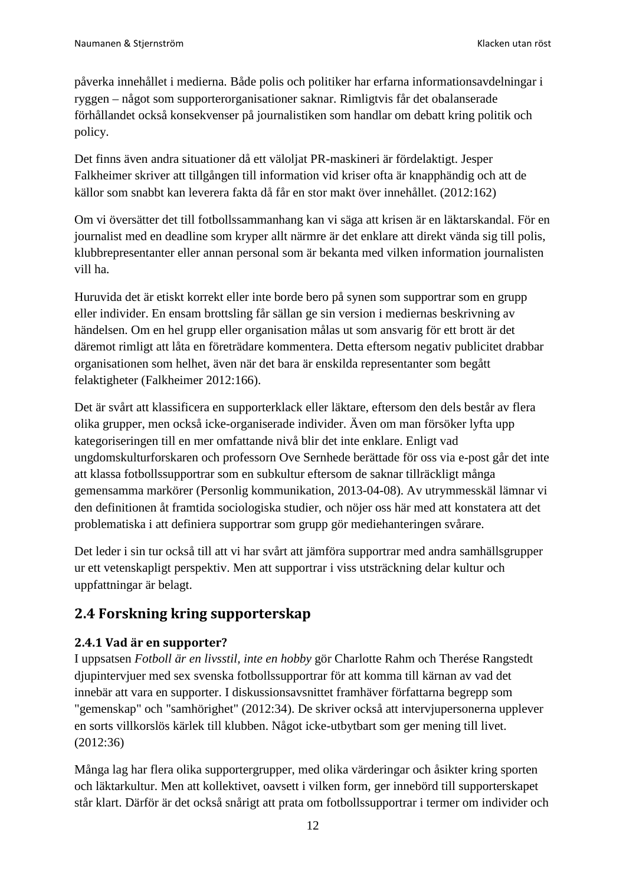påverka innehållet i medierna. Både polis och politiker har erfarna informationsavdelningar i ryggen – något som supporterorganisationer saknar. Rimligtvis får det obalanserade förhållandet också konsekvenser på journalistiken som handlar om debatt kring politik och policy.

Det finns även andra situationer då ett väloljat PR-maskineri är fördelaktigt. Jesper Falkheimer skriver att tillgången till information vid kriser ofta är knapphändig och att de källor som snabbt kan leverera fakta då får en stor makt över innehållet. (2012:162)

Om vi översätter det till fotbollssammanhang kan vi säga att krisen är en läktarskandal. För en journalist med en deadline som kryper allt närmre är det enklare att direkt vända sig till polis, klubbrepresentanter eller annan personal som är bekanta med vilken information journalisten vill ha.

Huruvida det är etiskt korrekt eller inte borde bero på synen som supportrar som en grupp eller individer. En ensam brottsling får sällan ge sin version i mediernas beskrivning av händelsen. Om en hel grupp eller organisation målas ut som ansvarig för ett brott är det däremot rimligt att låta en företrädare kommentera. Detta eftersom negativ publicitet drabbar organisationen som helhet, även när det bara är enskilda representanter som begått felaktigheter (Falkheimer 2012:166).

Det är svårt att klassificera en supporterklack eller läktare, eftersom den dels består av flera olika grupper, men också icke-organiserade individer. Även om man försöker lyfta upp kategoriseringen till en mer omfattande nivå blir det inte enklare. Enligt vad ungdomskulturforskaren och professorn Ove Sernhede berättade för oss via e-post går det inte att klassa fotbollssupportrar som en subkultur eftersom de saknar tillräckligt många gemensamma markörer (Personlig kommunikation, 2013-04-08). Av utrymmesskäl lämnar vi den definitionen åt framtida sociologiska studier, och nöjer oss här med att konstatera att det problematiska i att definiera supportrar som grupp gör mediehanteringen svårare.

Det leder i sin tur också till att vi har svårt att jämföra supportrar med andra samhällsgrupper ur ett vetenskapligt perspektiv. Men att supportrar i viss utsträckning delar kultur och uppfattningar är belagt.

## 2.4 Forskning kring supporterskap

### 2.4.1 Vad är en supporter?

I uppsatsen *Fotboll är en livsstil, inte en hobby* gör Charlotte Rahm och Therése Rangstedt djupintervjuer med sex svenska fotbollssupportrar för att komma till kärnan av vad det innebär att vara en supporter. I diskussionsavsnittet framhäver författarna begrepp som "gemenskap" och "samhörighet" (2012:34). De skriver också att intervjupersonerna upplever en sorts villkorslös kärlek till klubben. Något icke-utbytbart som ger mening till livet. (2012:36)

Många lag har flera olika supportergrupper, med olika värderingar och åsikter kring sporten och läktarkultur. Men att kollektivet, oavsett i vilken form, ger innebörd till supporterskapet står klart. Därför är det också snårigt att prata om fotbollssupportrar i termer om individer och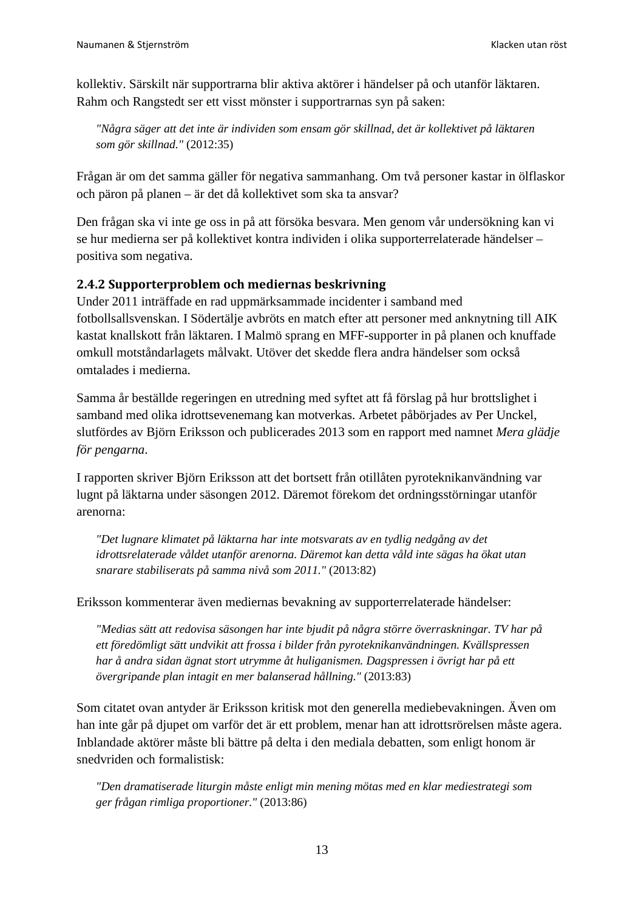kollektiv. Särskilt när supportrarna blir aktiva aktörer i händelser på och utanför läktaren. Rahm och Rangstedt ser ett visst mönster i supportrarnas syn på saken:

> *"Några säger att det inte är individen som ensam gör skillnad, det är kollektivet på läktaren som gör skillnad."* (2012:35)

Frågan är om det samma gäller för negativa sammanhang. Om två personer kastar in ölflaskor och päron på planen – är det då kollektivet som ska ta ansvar?

Den frågan ska vi inte ge oss in på att försöka besvara. Men genom vår undersökning kan vi se hur medierna ser på kollektivet kontra individen i olika supporterrelaterade händelser – positiva som negativa.

### 2.4.2 Supporterproblem och mediernas beskrivning

Under 2011 inträffade en rad uppmärksammade incidenter i samband med fotbollsallsvenskan. I Södertälje avbröts en match efter att personer med anknytning till AIK kastat knallskott från läktaren. I Malmö sprang en MFF-supporter in på planen och knuffade omkull motståndarlagets målvakt. Utöver det skedde flera andra händelser som också omtalades i medierna.

Samma år beställde regeringen en utredning med syftet att få förslag på hur brottslighet i samband med olika idrottsevenemang kan motverkas. Arbetet påbörjades av Per Unckel, slutfördes av Björn Eriksson och publicerades 2013 som en rapport med namnet *Mera glädje för pengarna*.

I rapporten skriver Björn Eriksson att det bortsett från otillåten pyroteknikanvändning var lugnt på läktarna under säsongen 2012. Däremot förekom det ordningsstörningar utanför arenorna:

> *"Det lugnare klimatet på läktarna har inte motsvarats av en tydlig nedgång av det idrottsrelaterade våldet utanför arenorna. Däremot kan detta våld inte sägas ha ökat utan snarare stabiliserats på samma nivå som 2011."* (2013:82)

Eriksson kommenterar även mediernas bevakning av supporterrelaterade händelser:

> *"Medias sätt att redovisa säsongen har inte bjudit på några större överraskningar. TV har på ett föredömligt sätt undvikit att frossa i bilder från pyroteknikanvändningen. Kvällspressen har å andra sidan ägnat stort utrymme åt huliganismen. Dagspressen i övrigt har på ett övergripande plan intagit en mer balanserad hållning."* (2013:83)

Som citatet ovan antyder är Eriksson kritisk mot den generella mediebevakningen. Även om han inte går på djupet om varför det är ett problem, menar han att idrottsrörelsen måste agera. Inblandade aktörer måste bli bättre på delta i den mediala debatten, som enligt honom är snedvriden och formalistisk:

> *"Den dramatiserade liturgin måste enligt min mening mötas med en klar mediestrategi som ger frågan rimliga proportioner."* (2013:86)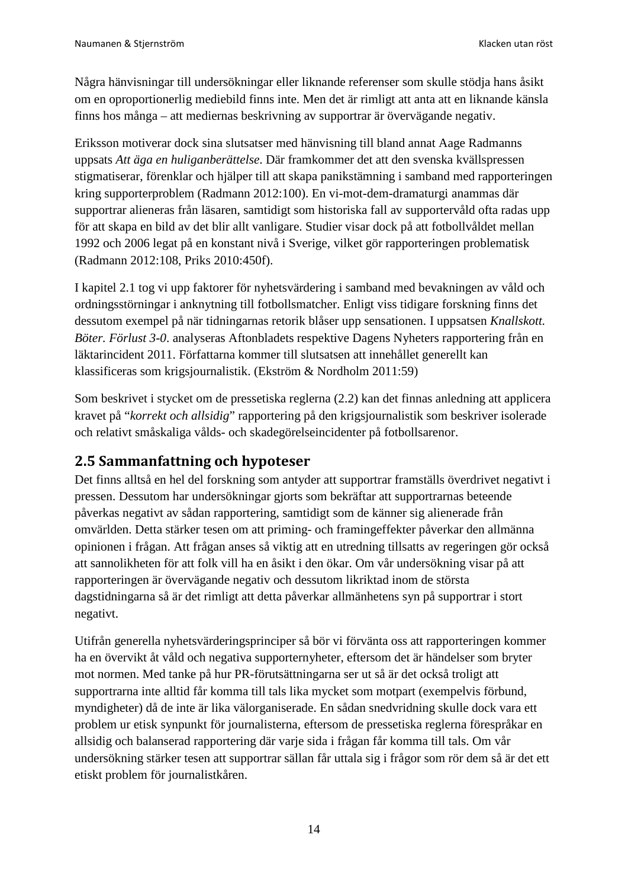Några hänvisningar till undersökningar eller liknande referenser som skulle stödja hans åsikt om en oproportionerlig mediebild finns inte. Men det är rimligt att anta att en liknande känsla finns hos många – att mediernas beskrivning av supportrar är övervägande negativ.

Eriksson motiverar dock sina slutsatser med hänvisning till bland annat Aage Radmanns uppsats *Att äga en huliganberättelse*. Där framkommer det att den svenska kvällspressen stigmatiserar, förenklar och hjälper till att skapa panikstämning i samband med rapporteringen kring supporterproblem (Radmann 2012:100). En vi-mot-dem-dramaturgi anammas där supportrar alieneras från läsaren, samtidigt som historiska fall av supportervåld ofta radas upp för att skapa en bild av det blir allt vanligare. Studier visar dock på att fotbollvåldet mellan 1992 och 2006 legat på en konstant nivå i Sverige, vilket gör rapporteringen problematisk (Radmann 2012:108, Priks 2010:450f).

I kapitel 2.1 tog vi upp faktorer för nyhetsvärdering i samband med bevakningen av våld och ordningsstörningar i anknytning till fotbollsmatcher. Enligt viss tidigare forskning finns det dessutom exempel på när tidningarnas retorik blåser upp sensationen. I uppsatsen *Knallskott. Böter. Förlust 3-0*. analyseras Aftonbladets respektive Dagens Nyheters rapportering från en läktarincident 2011. Författarna kommer till slutsatsen att innehållet generellt kan klassificeras som krigsjournalistik. (Ekström & Nordholm 2011:59)

Som beskrivet i stycket om de pressetiska reglerna (2.2) kan det finnas anledning att applicera kravet på "*korrekt och allsidig*" rapportering på den krigsjournalistik som beskriver isolerade och relativt småskaliga vålds- och skadegörelseincidenter på fotbollsarenor.

## 2.5 Sammanfattning och hypoteser

Det finns alltså en hel del forskning som antyder att supportrar framställs överdrivet negativt i pressen. Dessutom har undersökningar gjorts som bekräftar att supportrarnas beteende påverkas negativt av sådan rapportering, samtidigt som de känner sig alienerade från omvärlden. Detta stärker tesen om att priming- och framingeffekter påverkar den allmänna opinionen i frågan. Att frågan anses så viktig att en utredning tillsatts av regeringen gör också att sannolikheten för att folk vill ha en åsikt i den ökar. Om vår undersökning visar på att rapporteringen är övervägande negativ och dessutom likriktad inom de största dagstidningarna så är det rimligt att detta påverkar allmänhetens syn på supportrar i stort negativt.

Utifrån generella nyhetsvärderingsprinciper så bör vi förvänta oss att rapporteringen kommer ha en övervikt åt våld och negativa supporternyheter, eftersom det är händelser som bryter mot normen. Med tanke på hur PR-förutsättningarna ser ut så är det också troligt att supportrarna inte alltid får komma till tals lika mycket som motpart (exempelvis förbund, myndigheter) då de inte är lika välorganiserade. En sådan snedvridning skulle dock vara ett problem ur etisk synpunkt för journalisterna, eftersom de pressetiska reglerna förespråkar en allsidig och balanserad rapportering där varje sida i frågan får komma till tals. Om vår undersökning stärker tesen att supportrar sällan får uttala sig i frågor som rör dem så är det ett etiskt problem för journalistkåren.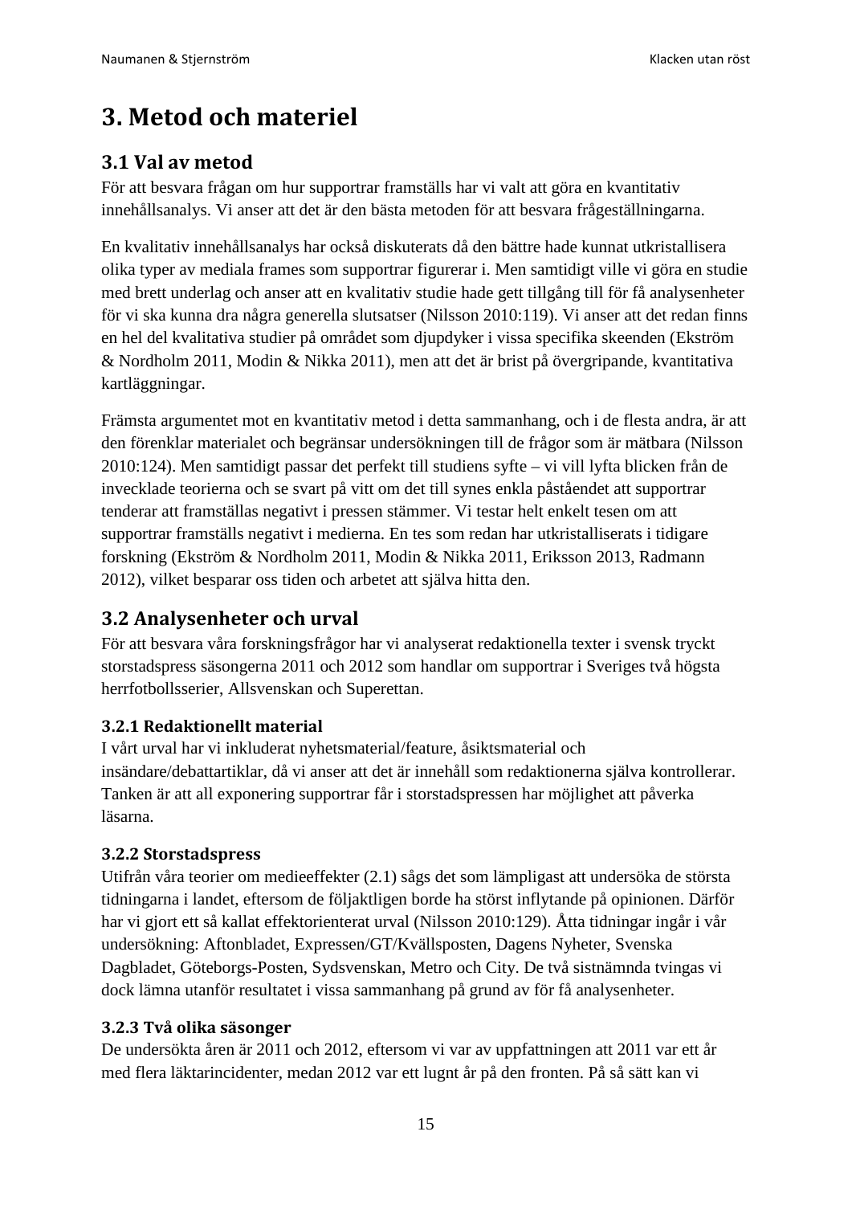# 3. Metod och materiel

## 3.1 Val av metod

För att besvara frågan om hur supportrar framställs har vi valt att göra en kvantitativ innehållsanalys. Vi anser att det är den bästa metoden för att besvara frågeställningarna.

En kvalitativ innehållsanalys har också diskuterats då den bättre hade kunnat utkristallisera olika typer av mediala frames som supportrar figurerar i. Men samtidigt ville vi göra en studie med brett underlag och anser att en kvalitativ studie hade gett tillgång till för få analysenheter för vi ska kunna dra några generella slutsatser (Nilsson 2010:119). Vi anser att det redan finns en hel del kvalitativa studier på området som djupdyker i vissa specifika skeenden (Ekström & Nordholm 2011, Modin & Nikka 2011), men att det är brist på övergripande, kvantitativa kartläggningar.

Främsta argumentet mot en kvantitativ metod i detta sammanhang, och i de flesta andra, är att den förenklar materialet och begränsar undersökningen till de frågor som är mätbara (Nilsson 2010:124). Men samtidigt passar det perfekt till studiens syfte – vi vill lyfta blicken från de invecklade teorierna och se svart på vitt om det till synes enkla påståendet att supportrar tenderar att framställas negativt i pressen stämmer. Vi testar helt enkelt tesen om att supportrar framställs negativt i medierna. En tes som redan har utkristalliserats i tidigare forskning (Ekström & Nordholm 2011, Modin & Nikka 2011, Eriksson 2013, Radmann 2012), vilket besparar oss tiden och arbetet att själva hitta den.

## 3.2 Analysenheter och urval

För att besvara våra forskningsfrågor har vi analyserat redaktionella texter i svensk tryckt storstadspress säsongerna 2011 och 2012 som handlar om supportrar i Sveriges två högsta herrfotbollsserier, Allsvenskan och Superettan.

### 3.2.1 Redaktionellt material

I vårt urval har vi inkluderat nyhetsmaterial/feature, åsiktsmaterial och insändare/debattartiklar, då vi anser att det är innehåll som redaktionerna själva kontrollerar. Tanken är att all exponering supportrar får i storstadspressen har möjlighet att påverka läsarna.

### 3.2.2 Storstadspress

Utifrån våra teorier om medieeffekter (2.1) sågs det som lämpligast att undersöka de största tidningarna i landet, eftersom de följaktligen borde ha störst inflytande på opinionen. Därför har vi gjort ett så kallat effektorienterat urval (Nilsson 2010:129). Åtta tidningar ingår i vår undersökning: Aftonbladet, Expressen/GT/Kvällsposten, Dagens Nyheter, Svenska Dagbladet, Göteborgs-Posten, Sydsvenskan, Metro och City. De två sistnämnda tvingas vi dock lämna utanför resultatet i vissa sammanhang på grund av för få analysenheter.

### 3.2.3 Två olika säsonger

De undersökta åren är 2011 och 2012, eftersom vi var av uppfattningen att 2011 var ett år med flera läktarincidenter, medan 2012 var ett lugnt år på den fronten. På så sätt kan vi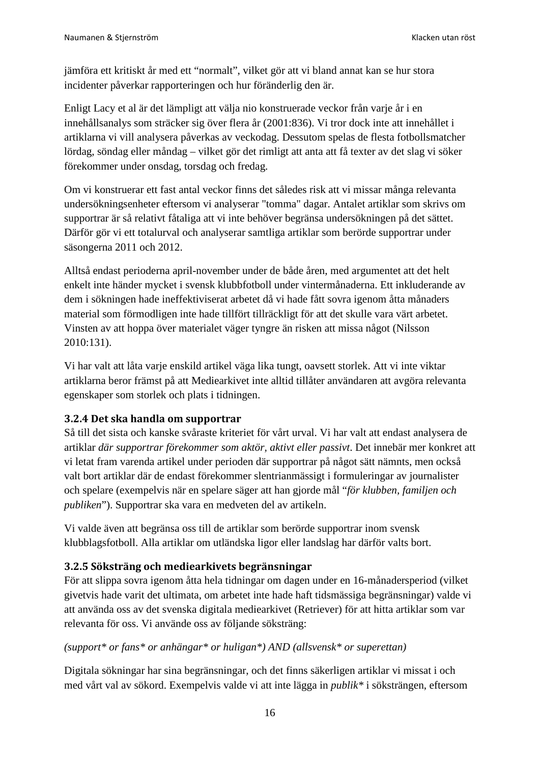jämföra ett kritiskt år med ett “normalt”, vilket gör att vi bland annat kan se hur stora incidenter påverkar rapporteringen och hur föränderlig den är.

Enligt Lacy et al är det lämpligt att välja nio konstruerade veckor från varje år i en innehållsanalys som sträcker sig över flera år (2001:836). Vi tror dock inte att innehållet i artiklarna vi vill analysera påverkas av veckodag. Dessutom spelas de flesta fotbollsmatcher lördag, söndag eller måndag – vilket gör det rimligt att anta att få texter av det slag vi söker förekommer under onsdag, torsdag och fredag.

Om vi konstruerar ett fast antal veckor finns det således risk att vi missar många relevanta undersökningsenheter eftersom vi analyserar "tomma" dagar. Antalet artiklar som skrivs om supportrar är så relativt fåtaliga att vi inte behöver begränsa undersökningen på det sättet. Därför gör vi ett totalurval och analyserar samtliga artiklar som berörde supportrar under säsongerna 2011 och 2012.

Alltså endast perioderna april-november under de både åren, med argumentet att det helt enkelt inte händer mycket i svensk klubbfotboll under vintermånaderna. Ett inkluderande av dem i sökningen hade ineffektiviserat arbetet då vi hade fått sovra igenom åtta månaders material som förmodligen inte hade tillfört tillräckligt för att det skulle vara värt arbetet. Vinsten av att hoppa över materialet väger tyngre än risken att missa något (Nilsson 2010:131).

Vi har valt att låta varje enskild artikel väga lika tungt, oavsett storlek. Att vi inte viktar artiklarna beror främst på att Mediearkivet inte alltid tillåter användaren att avgöra relevanta egenskaper som storlek och plats i tidningen.

### 3.2.4 Det ska handla om supportrar

Så till det sista och kanske svåraste kriteriet för vårt urval. Vi har valt att endast analysera de artiklar *där supportrar förekommer som aktör, aktivt eller passivt*. Det innebär mer konkret att vi letat fram varenda artikel under perioden där supportrar på något sätt nämnts, men också valt bort artiklar där de endast förekommer slentrianmässigt i formuleringar av journalister och spelare (exempelvis när en spelare säger att han gjorde mål “*för klubben, familjen och publiken*”). Supportrar ska vara en medveten del av artikeln.

Vi valde även att begränsa oss till de artiklar som berörde supportrar inom svensk klubblagsfotboll. Alla artiklar om utländska ligor eller landslag har därför valts bort.

### 3.2.5 Söksträng och mediearkivets begränsningar

För att slippa sovra igenom åtta hela tidningar om dagen under en 16-månadersperiod (vilket givetvis hade varit det ultimata, om arbetet inte hade haft tidsmässiga begränsningar) valde vi att använda oss av det svenska digitala mediearkivet (Retriever) för att hitta artiklar som var relevanta för oss. Vi använde oss av följande söksträng:

*(support* or fans* or anhängar* or huligan*) AND (allsvensk* or superettan)*

Digitala sökningar har sina begränsningar, och det finns säkerligen artiklar vi missat i och med vårt val av sökord. Exempelvis valde vi att inte lägga in *publik** i söksträngen, eftersom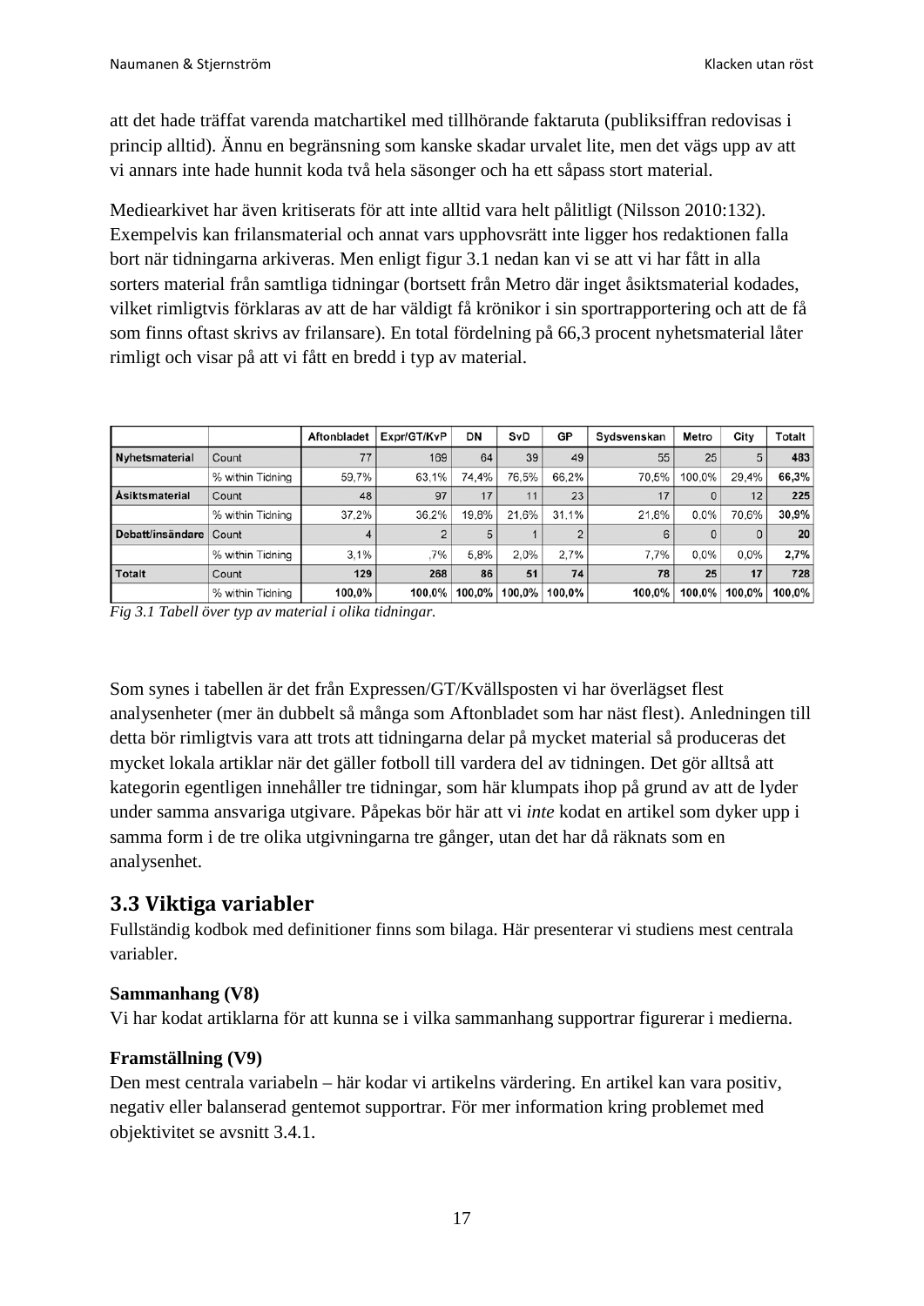att det hade träffat varenda matchartikel med tillhörande faktaruta (publiksiffran redovisas i princip alltid). Ännu en begränsning som kanske skadar urvalet lite, men det vägs upp av att vi annars inte hade hunnit koda två hela säsonger och ha ett såpass stort material.

Mediearkivet har även kritiserats för att inte alltid vara helt pålitligt (Nilsson 2010:132). Exempelvis kan frilansmaterial och annat vars upphovsrätt inte ligger hos redaktionen falla bort när tidningarna arkiveras. Men enligt figur 3.1 nedan kan vi se att vi har fått in alla sorters material från samtliga tidningar (bortsett från Metro där inget åsiktsmaterial kodades, vilket rimligtvis förklaras av att de har väldigt få krönikor i sin sportrapportering och att de få som finns oftast skrivs av frilansare). En total fördelning på 66,3 procent nyhetsmaterial låter rimligt och visar på att vi fått en bredd i typ av material.

| | | Aftonbladet | Expr/GT/KvP | DN | SvD | GP | Sydsvenskan | Metro | City | Totalt |
|---|---|---|---|---|---|---|---|---|---|---|
| **Nyhetsmaterial** | Count | 77 | 169 | 64 | 39 | 49 | 55 | 25 | 5 | **483** |
| | % within Tidning | 59,7% | 63,1% | 74,4% | 76,5% | 66,2% | 70,5% | 100,0% | 29,4% | **66,3%** |
| **Åsiktsmaterial** | Count | 48 | 97 | 17 | 11 | 23 | 17 | 0 | 12 | **225** |
| | % within Tidning | 37,2% | 36,2% | 19,8% | 21,6% | 31,1% | 21,8% | 0,0% | 70,6% | **30,9%** |
| **Debatt/insändare** | Count | 4 | 2 | 5 | 1 | 2 | 6 | 0 | 0 | **20** |
| | % within Tidning | 3,1% | ,7% | 5,8% | 2,0% | 2,7% | 7,7% | 0,0% | 0,0% | **2,7%** |
| **Totalt** | Count | **129** | **268** | **86** | **51** | **74** | **78** | **25** | **17** | **728** |
| | % within Tidning | **100,0%** | **100,0%** | **100,0%** | **100,0%** | **100,0%** | **100,0%** | **100,0%** | **100,0%** | **100,0%** |

*Fig 3.1 Tabell över typ av material i olika tidningar.*

Som synes i tabellen är det från Expressen/GT/Kvällsposten vi har överlägset flest analysenheter (mer än dubbelt så många som Aftonbladet som har näst flest). Anledningen till detta bör rimligtvis vara att trots att tidningarna delar på mycket material så produceras det mycket lokala artiklar när det gäller fotboll till vardera del av tidningen. Det gör alltså att kategorin egentligen innehåller tre tidningar, som här klumpats ihop på grund av att de lyder under samma ansvariga utgivare. Påpekas bör här att vi *inte* kodat en artikel som dyker upp i samma form i de tre olika utgivningarna tre gånger, utan det har då räknats som en analysenhet.

## 3.3 Viktiga variabler

Fullständig kodbok med definitioner finns som bilaga. Här presenterar vi studiens mest centrala variabler.

**Sammanhang (V8)**
Vi har kodat artiklarna för att kunna se i vilka sammanhang supportrar figurerar i medierna.

**Framställning (V9)**
Den mest centrala variabeln – här kodar vi artikelns värdering. En artikel kan vara positiv, negativ eller balanserad gentemot supportrar. För mer information kring problemet med objektivitet se avsnitt 3.4.1.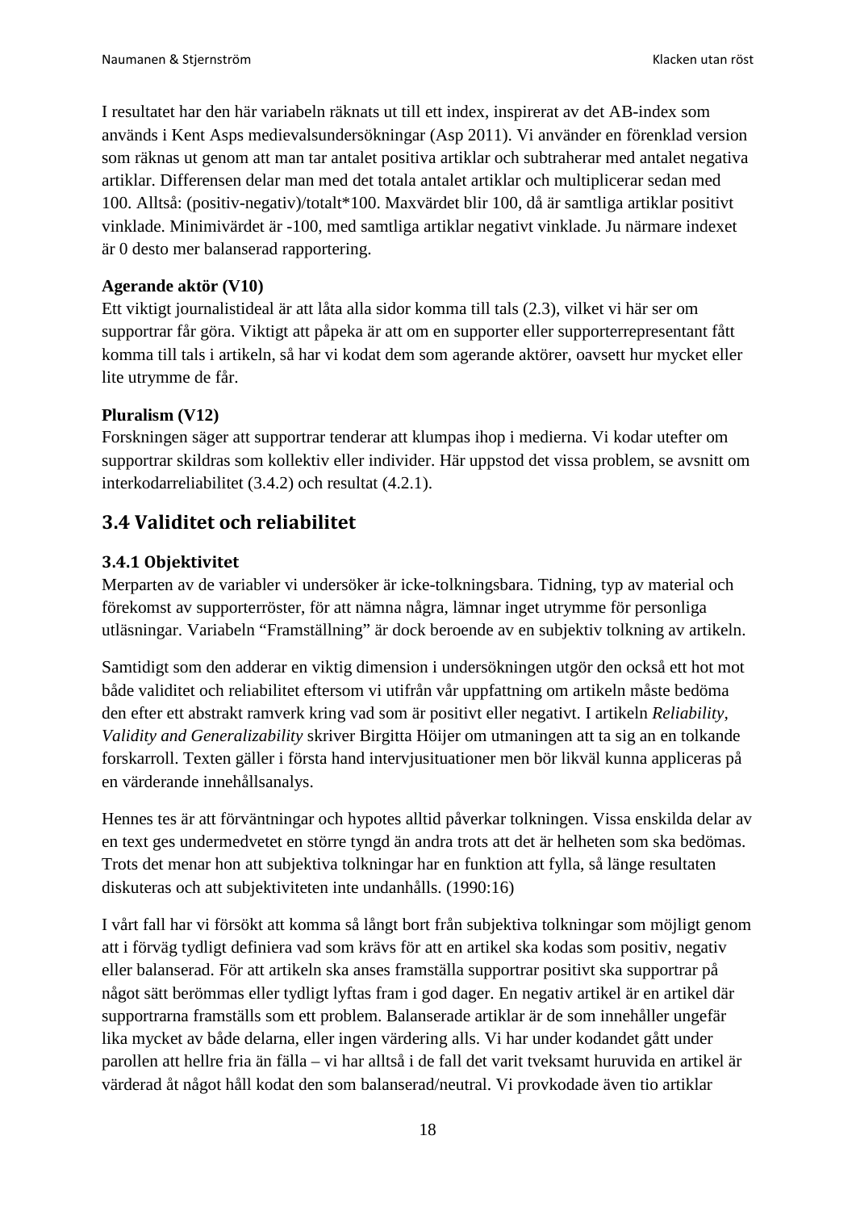I resultatet har den här variabeln räknats ut till ett index, inspirerat av det AB-index som används i Kent Asps medievalsundersökningar (Asp 2011). Vi använder en förenklad version som räknas ut genom att man tar antalet positiva artiklar och subtraherar med antalet negativa artiklar. Differensen delar man med det totala antalet artiklar och multiplicerar sedan med 100. Alltså: (positiv-negativ)/totalt*100. Maxvärdet blir 100, då är samtliga artiklar positivt vinklade. Minimivärdet är -100, med samtliga artiklar negativt vinklade. Ju närmare indexet är 0 desto mer balanserad rapportering.

**Agerande aktör (V10)**
Ett viktigt journalistideal är att låta alla sidor komma till tals (2.3), vilket vi här ser om supportrar får göra. Viktigt att påpeka är att om en supporter eller supporterrepresentant fått komma till tals i artikeln, så har vi kodat dem som agerande aktörer, oavsett hur mycket eller lite utrymme de får.

**Pluralism (V12)**
Forskningen säger att supportrar tenderar att klumpas ihop i medierna. Vi kodar utefter om supportrar skildras som kollektiv eller individer. Här uppstod det vissa problem, se avsnitt om interkodarreliabilitet (3.4.2) och resultat (4.2.1).

## 3.4 Validitet och reliabilitet

### 3.4.1 Objektivitet

Merparten av de variabler vi undersöker är icke-tolkningsbara. Tidning, typ av material och förekomst av supporterröster, för att nämna några, lämnar inget utrymme för personliga utläsningar. Variabeln "Framställning" är dock beroende av en subjektiv tolkning av artikeln.

Samtidigt som den adderar en viktig dimension i undersökningen utgör den också ett hot mot både validitet och reliabilitet eftersom vi utifrån vår uppfattning om artikeln måste bedöma den efter ett abstrakt ramverk kring vad som är positivt eller negativt. I artikeln *Reliability, Validity and Generalizability* skriver Birgitta Höijer om utmaningen att ta sig an en tolkande forskarroll. Texten gäller i första hand intervjusituationer men bör likväl kunna appliceras på en värderande innehållsanalys.

Hennes tes är att förväntningar och hypotes alltid påverkar tolkningen. Vissa enskilda delar av en text ges undermedvetet en större tyngd än andra trots att det är helheten som ska bedömas. Trots det menar hon att subjektiva tolkningar har en funktion att fylla, så länge resultaten diskuteras och att subjektiviteten inte undanhålls. (1990:16)

I vårt fall har vi försökt att komma så långt bort från subjektiva tolkningar som möjligt genom att i förväg tydligt definiera vad som krävs för att en artikel ska kodas som positiv, negativ eller balanserad. För att artikeln ska anses framställa supportrar positivt ska supportrar på något sätt berömmas eller tydligt lyftas fram i god dager. En negativ artikel är en artikel där supportrarna framställs som ett problem. Balanserade artiklar är de som innehåller ungefär lika mycket av både delarna, eller ingen värdering alls. Vi har under kodandet gått under parollen att hellre fria än fälla – vi har alltså i de fall det varit tveksamt huruvida en artikel är värderad åt något håll kodat den som balanserad/neutral. Vi provkodade även tio artiklar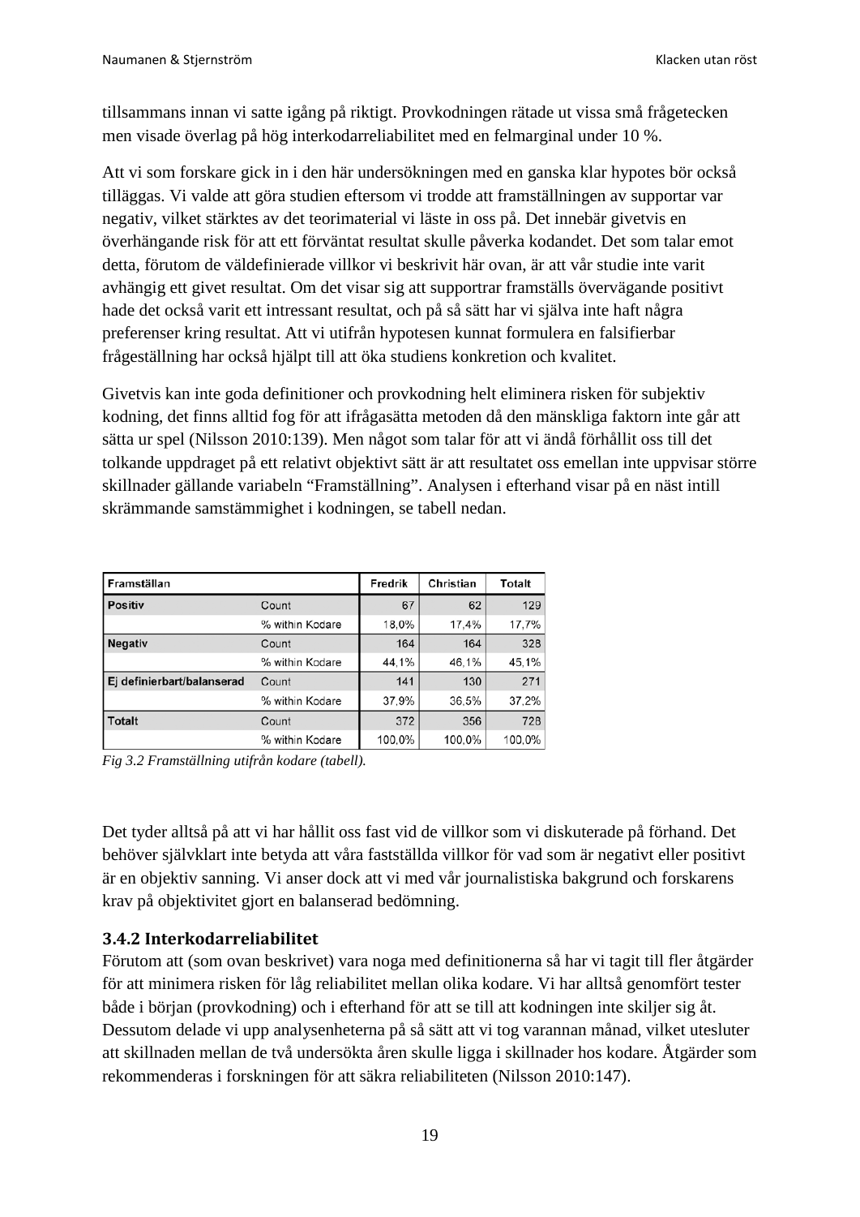tillsammans innan vi satte igång på riktigt. Provkodningen rätade ut vissa små frågetecken men visade överlag på hög interkodarreliabilitet med en felmarginal under 10 %.

Att vi som forskare gick in i den här undersökningen med en ganska klar hypotes bör också tilläggas. Vi valde att göra studien eftersom vi trodde att framställningen av supportar var negativ, vilket stärktes av det teorimaterial vi läste in oss på. Det innebär givetvis en överhängande risk för att ett förväntat resultat skulle påverka kodandet. Det som talar emot detta, förutom de väldefinierade villkor vi beskrivit här ovan, är att vår studie inte varit avhängig ett givet resultat. Om det visar sig att supportrar framställs övervägande positivt hade det också varit ett intressant resultat, och på så sätt har vi själva inte haft några preferenser kring resultat. Att vi utifrån hypotesen kunnat formulera en falsifierbar frågeställning har också hjälpt till att öka studiens konkretion och kvalitet.

Givetvis kan inte goda definitioner och provkodning helt eliminera risken för subjektiv kodning, det finns alltid fog för att ifrågasätta metoden då den mänskliga faktorn inte går att sätta ur spel (Nilsson 2010:139). Men något som talar för att vi ändå förhållit oss till det tolkande uppdraget på ett relativt objektivt sätt är att resultatet oss emellan inte uppvisar större skillnader gällande variabeln "Framställning". Analysen i efterhand visar på en näst intill skrämmande samstämmighet i kodningen, se tabell nedan.

| Framställan | | Fredrik | Christian | Totalt |
|---|---|---|---|---|
| **Positiv** | Count | 67 | 62 | 129 |
| | % within Kodare | 18,0% | 17,4% | 17,7% |
| **Negativ** | Count | 164 | 164 | 328 |
| | % within Kodare | 44,1% | 46,1% | 45,1% |
| **Ej definierbart/balanserad** | Count | 141 | 130 | 271 |
| | % within Kodare | 37,9% | 36,5% | 37,2% |
| **Totalt** | Count | 372 | 356 | 728 |
| | % within Kodare | 100,0% | 100,0% | 100,0% |

*Fig 3.2 Framställning utifrån kodare (tabell).*

Det tyder alltså på att vi har hållit oss fast vid de villkor som vi diskuterade på förhand. Det behöver självklart inte betyda att våra fastställda villkor för vad som är negativt eller positivt är en objektiv sanning. Vi anser dock att vi med vår journalistiska bakgrund och forskarens krav på objektivitet gjort en balanserad bedömning.

### 3.4.2 Interkodarreliabilitet

Förutom att (som ovan beskrivet) vara noga med definitionerna så har vi tagit till fler åtgärder för att minimera risken för låg reliabilitet mellan olika kodare. Vi har alltså genomfört tester både i början (provkodning) och i efterhand för att se till att kodningen inte skiljer sig åt. Dessutom delade vi upp analysenheterna på så sätt att vi tog varannan månad, vilket utesluter att skillnaden mellan de två undersökta åren skulle ligga i skillnader hos kodare. Åtgärder som rekommenderas i forskningen för att säkra reliabiliteten (Nilsson 2010:147).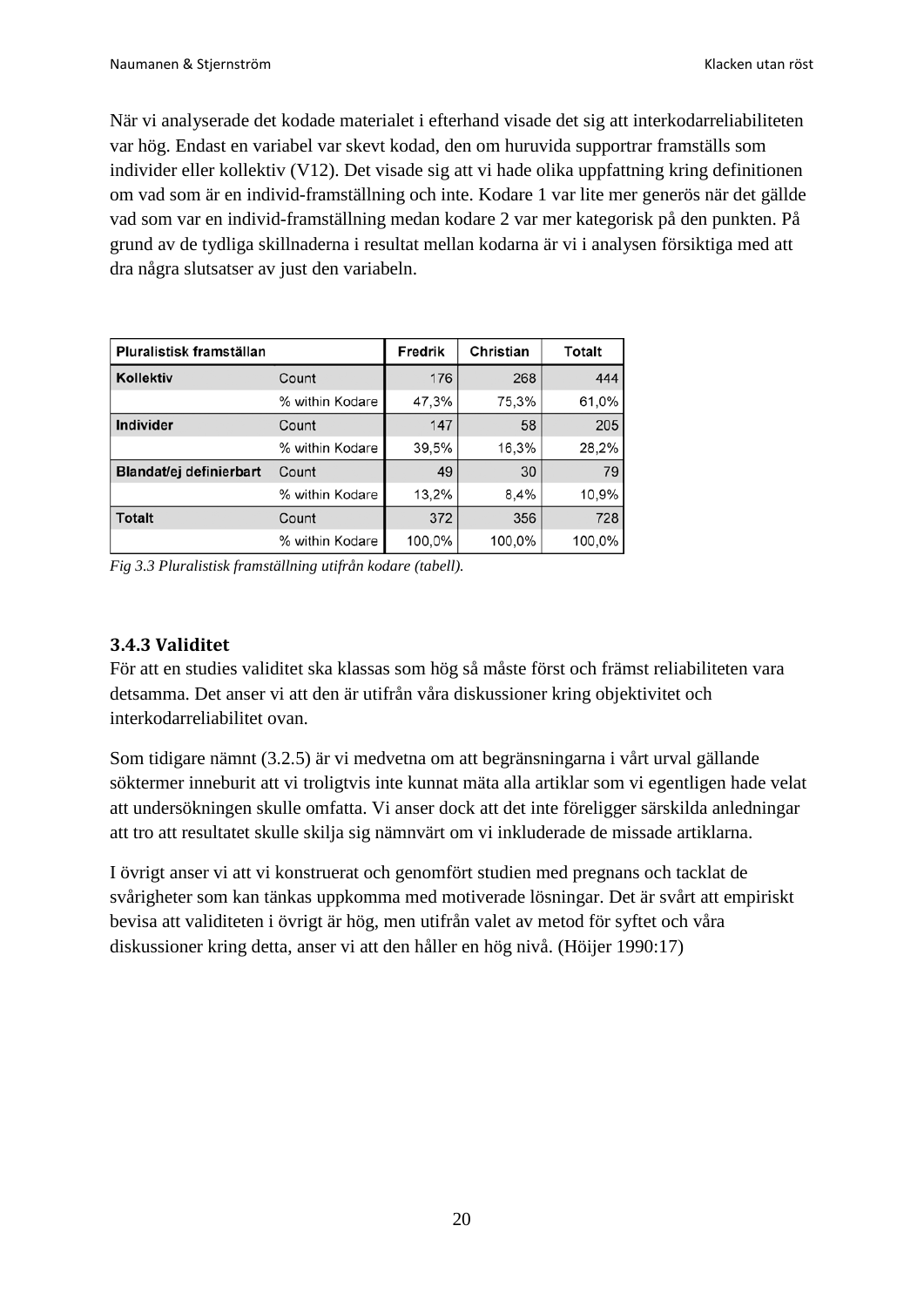När vi analyserade det kodade materialet i efterhand visade det sig att interkodarreliabiliteten var hög. Endast en variabel var skevt kodad, den om huruvida supportrar framställs som individer eller kollektiv (V12). Det visade sig att vi hade olika uppfattning kring definitionen om vad som är en individ-framställning och inte. Kodare 1 var lite mer generös när det gällde vad som var en individ-framställning medan kodare 2 var mer kategorisk på den punkten. På grund av de tydliga skillnaderna i resultat mellan kodarna är vi i analysen försiktiga med att dra några slutsatser av just den variabeln.

| Pluralistisk framställan | | Fredrik | Christian | Totalt |
|---|---|---|---|---|
| **Kollektiv** | Count | 176 | 268 | 444 |
| | % within Kodare | 47,3% | 75,3% | 61,0% |
| **Individer** | Count | 147 | 58 | 205 |
| | % within Kodare | 39,5% | 16,3% | 28,2% |
| **Blandat/ej definierbart** | Count | 49 | 30 | 79 |
| | % within Kodare | 13,2% | 8,4% | 10,9% |
| **Totalt** | Count | 372 | 356 | 728 |
| | % within Kodare | 100,0% | 100,0% | 100,0% |

*Fig 3.3 Pluralistisk framställning utifrån kodare (tabell).*

### 3.4.3 Validitet

För att en studies validitet ska klassas som hög så måste först och främst reliabiliteten vara detsamma. Det anser vi att den är utifrån våra diskussioner kring objektivitet och interkodarreliabilitet ovan.

Som tidigare nämnt (3.2.5) är vi medvetna om att begränsningarna i vårt urval gällande söktermer inneburit att vi troligtvis inte kunnat mäta alla artiklar som vi egentligen hade velat att undersökningen skulle omfatta. Vi anser dock att det inte föreligger särskilda anledningar att tro att resultatet skulle skilja sig nämnvärt om vi inkluderade de missade artiklarna.

I övrigt anser vi att vi konstruerat och genomfört studien med pregnans och tacklat de svårigheter som kan tänkas uppkomma med motiverade lösningar. Det är svårt att empiriskt bevisa att validiteten i övrigt är hög, men utifrån valet av metod för syftet och våra diskussioner kring detta, anser vi att den håller en hög nivå. (Höijer 1990:17)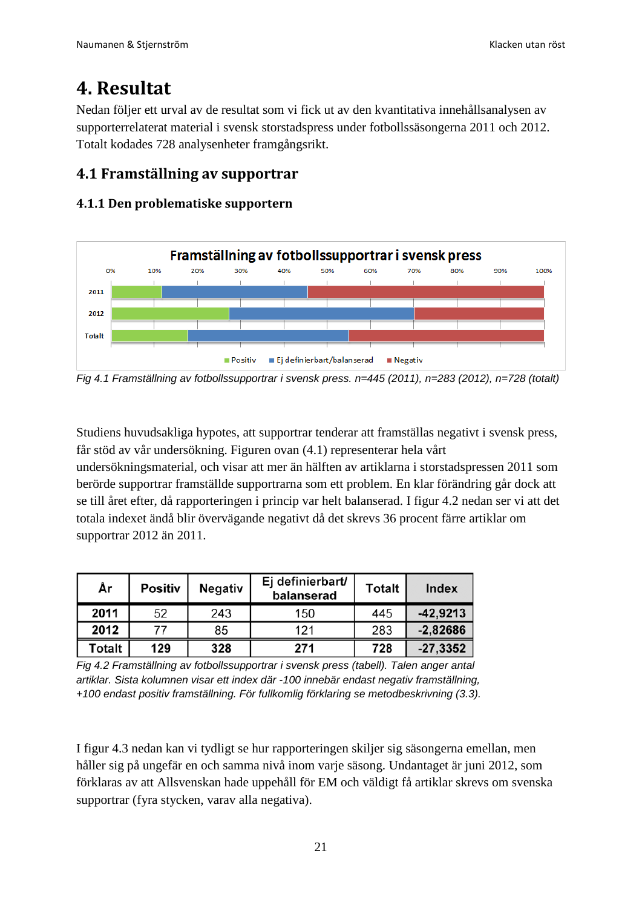# 4. Resultat

Nedan följer ett urval av de resultat som vi fick ut av den kvantitativa innehållsanalysen av supporterrelaterat material i svensk storstadspress under fotbollssäsongerna 2011 och 2012. Totalt kodades 728 analysenheter framgångsrikt.

## 4.1 Framställning av supportrar

### 4.1.1 Den problematiske supportern

*Fig 4.1 Framställning av fotbollssupportrar i svensk press. n=445 (2011), n=283 (2012), n=728 (totalt)*

Studiens huvudsakliga hypotes, att supportrar tenderar att framställas negativt i svensk press, får stöd av vår undersökning. Figuren ovan (4.1) representerar hela vårt undersökningsmaterial, och visar att mer än hälften av artiklarna i storstadspressen 2011 som berörde supportrar framställde supportrarna som ett problem. En klar förändring går dock att se till året efter, då rapporteringen i princip var helt balanserad. I figur 4.2 nedan ser vi att det totala indexet ändå blir övervägande negativt då det skrevs 36 procent färre artiklar om supportrar 2012 än 2011.

| År | Positiv | Negativ | Ej definierbart/ balanserad | Totalt | Index |
|---|---|---|---|---|---|
| **2011** | 52 | 243 | 150 | 445 | **-42,9213** |
| **2012** | 77 | 85 | 121 | 283 | **-2,82686** |
| **Totalt** | **129** | **328** | **271** | **728** | **-27,3352** |

*Fig 4.2 Framställning av fotbollssupportrar i svensk press (tabell). Talen anger antal artiklar. Sista kolumnen visar ett index där -100 innebär endast negativ framställning, +100 endast positiv framställning. För fullkomlig förklaring se metodbeskrivning (3.3).*

I figur 4.3 nedan kan vi tydligt se hur rapporteringen skiljer sig säsongerna emellan, men håller sig på ungefär en och samma nivå inom varje säsong. Undantaget är juni 2012, som förklaras av att Allsvenskan hade uppehåll för EM och väldigt få artiklar skrevs om svenska supportrar (fyra stycken, varav alla negativa).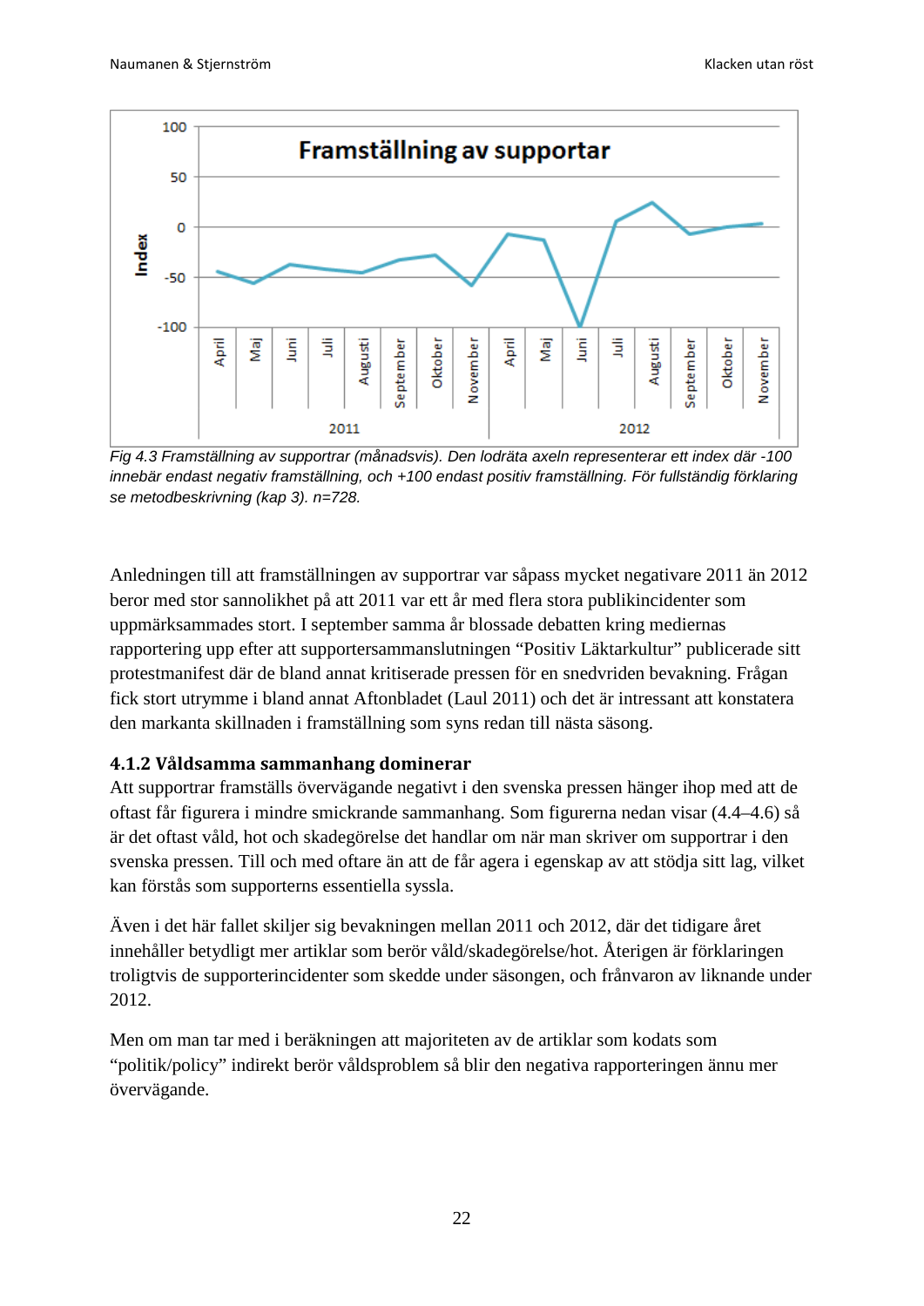Fig 4.3 Framställning av supportrar (månadsvis). Den lodräta axeln representerar ett index där -100 innebär endast negativ framställning, och +100 endast positiv framställning. För fullständig förklaring se metodbeskrivning (kap 3). n=728.

Anledningen till att framställningen av supportrar var såpass mycket negativare 2011 än 2012 beror med stor sannolikhet på att 2011 var ett år med flera stora publikincidenter som uppmärksammades stort. I september samma år blossade debatten kring mediernas rapportering upp efter att supportersammanslutningen "Positiv Läktarkultur" publicerade sitt protestmanifest där de bland annat kritiserade pressen för en snedvriden bevakning. Frågan fick stort utrymme i bland annat Aftonbladet (Laul 2011) och det är intressant att konstatera den markanta skillnaden i framställning som syns redan till nästa säsong.

### 4.1.2 Våldsamma sammanhang dominerar

Att supportrar framställs övervägande negativt i den svenska pressen hänger ihop med att de oftast får figurera i mindre smickrande sammanhang. Som figurerna nedan visar (4.4–4.6) så är det oftast våld, hot och skadegörelse det handlar om när man skriver om supportrar i den svenska pressen. Till och med oftare än att de får agera i egenskap av att stödja sitt lag, vilket kan förstås som supporterns essentiella syssla.

Även i det här fallet skiljer sig bevakningen mellan 2011 och 2012, där det tidigare året innehåller betydligt mer artiklar som berör våld/skadegörelse/hot. Återigen är förklaringen troligtvis de supporterincidenter som skedde under säsongen, och frånvaron av liknande under 2012.

Men om man tar med i beräkningen att majoriteten av de artiklar som kodats som "politik/policy" indirekt berör våldsproblem så blir den negativa rapporteringen ännu mer övervägande.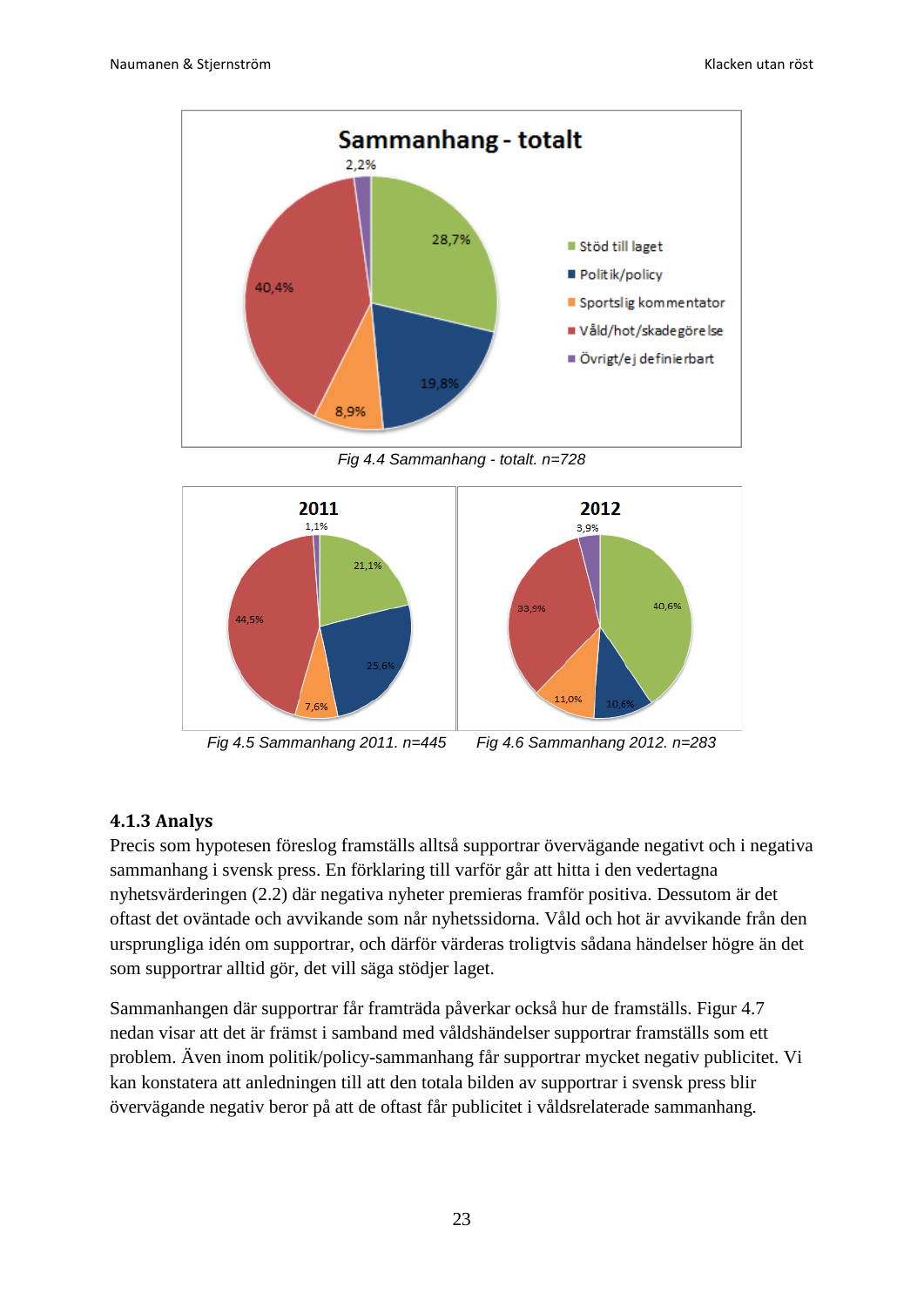Fig 4.4 Sammanhang - totalt. n=728

Fig 4.5 Sammanhang 2011. n=445

Fig 4.6 Sammanhang 2012. n=283

### 4.1.3 Analys

Precis som hypotesen föreslog framställs alltså supportrar övervägande negativt och i negativa sammanhang i svensk press. En förklaring till varför går att hitta i den vedertagna nyhetsvärderingen (2.2) där negativa nyheter premieras framför positiva. Dessutom är det oftast det oväntade och avvikande som når nyhetssidorna. Våld och hot är avvikande från den ursprungliga idén om supportrar, och därför värderas troligtvis sådana händelser högre än det som supportrar alltid gör, det vill säga stödjer laget.

Sammanhangen där supportrar får framträda påverkar också hur de framställs. Figur 4.7 nedan visar att det är främst i samband med våldshändelser supportrar framställs som ett problem. Även inom politik/policy-sammanhang får supportrar mycket negativ publicitet. Vi kan konstatera att anledningen till att den totala bilden av supportrar i svensk press blir övervägande negativ beror på att de oftast får publicitet i våldsrelaterade sammanhang.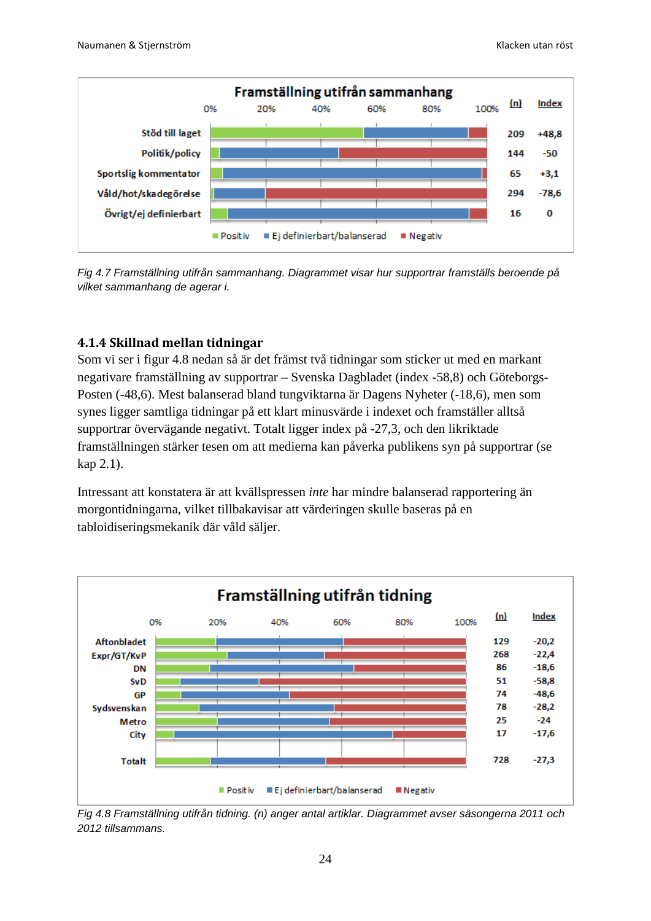**Framställning utifrån sammanhang**

| | (n) | Index |
|---|---|---|
| Stöd till laget | 209 | +48,8 |
| Politik/policy | 144 | -50 |
| Sportslig kommentator | 65 | +3,1 |
| Våld/hot/skadegörelse | 294 | -78,6 |
| Övrigt/ej definierbart | 16 | 0 |

Positiv ■ Ej definierbart/balanserad ■ Negativ

*Fig 4.7 Framställning utifrån sammanhang. Diagrammet visar hur supportrar framställs beroende på vilket sammanhang de agerar i.*

### 4.1.4 Skillnad mellan tidningar

Som vi ser i figur 4.8 nedan så är det främst två tidningar som sticker ut med en markant negativare framställning av supportrar – Svenska Dagbladet (index -58,8) och Göteborgs-Posten (-48,6). Mest balanserad bland tungviktarna är Dagens Nyheter (-18,6), men som synes ligger samtliga tidningar på ett klart minusvärde i indexet och framställer alltså supportrar övervägande negativt. Totalt ligger index på -27,3, och den likriktade framställningen stärker tesen om att medierna kan påverka publikens syn på supportrar (se kap 2.1).

Intressant att konstatera är att kvällspressen *inte* har mindre balanserad rapportering än morgontidningarna, vilket tillbakavisar att värderingen skulle baseras på en tabloidiseringsmekanik där våld säljer.

**Framställning utifrån tidning**

| | (n) | Index |
|---|---|---|
| Aftonbladet | 129 | -20,2 |
| Expr/GT/KvP | 268 | -22,4 |
| DN | 86 | -18,6 |
| SvD | 51 | -58,8 |
| GP | 74 | -48,6 |
| Sydsvenskan | 78 | -28,2 |
| Metro | 25 | -24 |
| City | 17 | -17,6 |
| Totalt | 728 | -27,3 |

Positiv ■ Ej definierbart/balanserad ■ Negativ

*Fig 4.8 Framställning utifrån tidning. (n) anger antal artiklar. Diagrammet avser säsongerna 2011 och 2012 tillsammans.*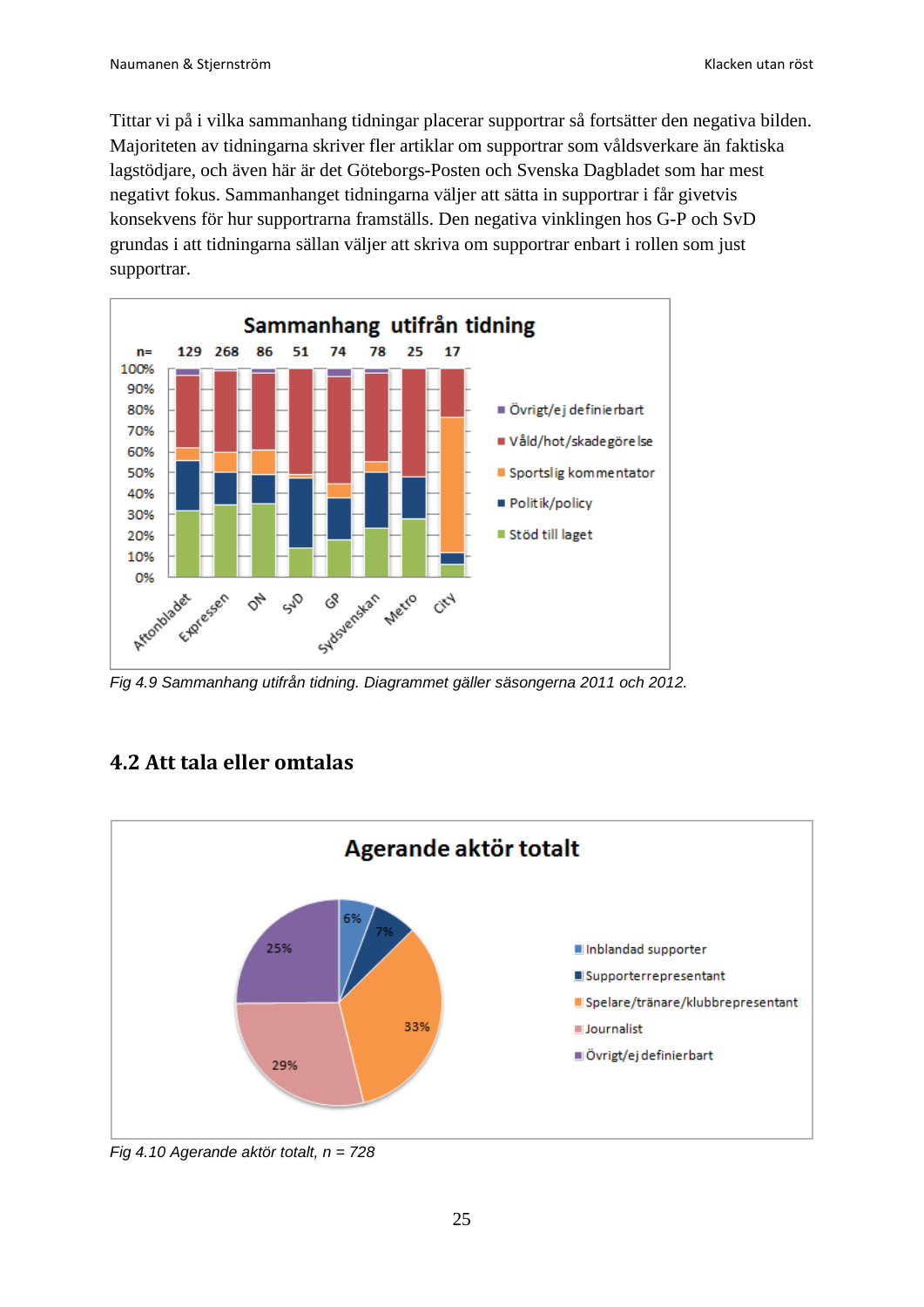Tittar vi på i vilka sammanhang tidningar placerar supportrar så fortsätter den negativa bilden. Majoriteten av tidningarna skriver fler artiklar om supportrar som våldsverkare än faktiska lagstödjare, och även här är det Göteborgs-Posten och Svenska Dagbladet som har mest negativt fokus. Sammanhanget tidningarna väljer att sätta in supportrar i får givetvis konsekvens för hur supportrarna framställs. Den negativa vinklingen hos G-P och SvD grundas i att tidningarna sällan väljer att skriva om supportrar enbart i rollen som just supportrar.

*Fig 4.9 Sammanhang utifrån tidning. Diagrammet gäller säsongerna 2011 och 2012.*

## 4.2 Att tala eller omtalas

*Fig 4.10 Agerande aktör totalt, n = 728*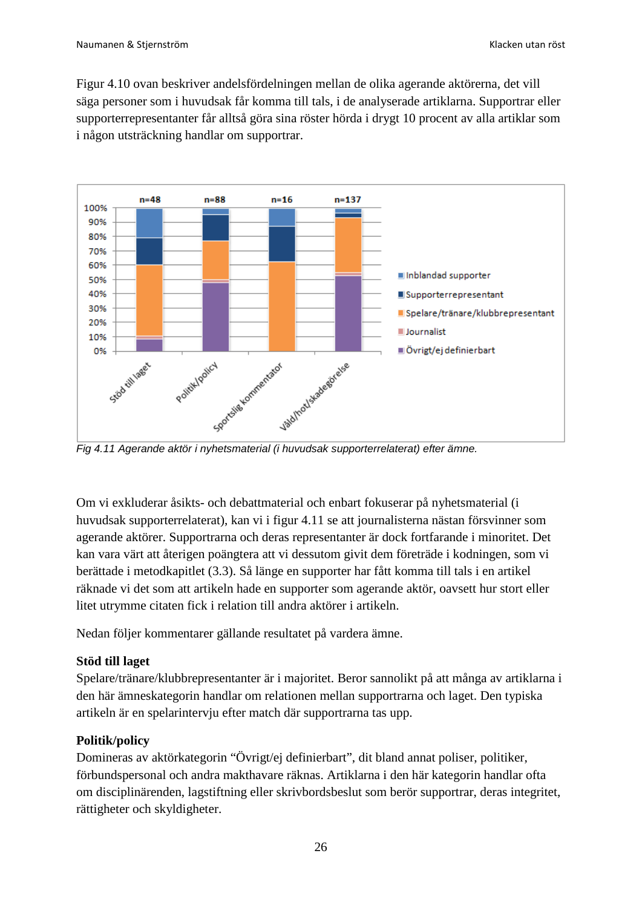Figur 4.10 ovan beskriver andelsfördelningen mellan de olika agerande aktörerna, det vill säga personer som i huvudsak får komma till tals, i de analyserade artiklarna. Supportrar eller supporterrepresentanter får alltså göra sina röster hörda i drygt 10 procent av alla artiklar som i någon utsträckning handlar om supportrar.

*Fig 4.11 Agerande aktör i nyhetsmaterial (i huvudsak supporterrelaterat) efter ämne.*

Om vi exkluderar åsikts- och debattmaterial och enbart fokuserar på nyhetsmaterial (i huvudsak supporterrelaterat), kan vi i figur 4.11 se att journalisterna nästan försvinner som agerande aktörer. Supportrarna och deras representanter är dock fortfarande i minoritet. Det kan vara värt att återigen poängtera att vi dessutom givit dem företräde i kodningen, som vi berättade i metodkapitlet (3.3). Så länge en supporter har fått komma till tals i en artikel räknade vi det som att artikeln hade en supporter som agerande aktör, oavsett hur stort eller litet utrymme citaten fick i relation till andra aktörer i artikeln.

Nedan följer kommentarer gällande resultatet på vardera ämne.

**Stöd till laget**
Spelare/tränare/klubbrepresentanter är i majoritet. Beror sannolikt på att många av artiklarna i den här ämneskategorin handlar om relationen mellan supportrarna och laget. Den typiska artikeln är en spelarintervju efter match där supportrarna tas upp.

**Politik/policy**
Domineras av aktörkategorin "Övrigt/ej definierbart", dit bland annat poliser, politiker, förbundspersonal och andra makthavare räknas. Artiklarna i den här kategorin handlar ofta om disciplinärenden, lagstiftning eller skrivbordsbeslut som berör supportrar, deras integritet, rättigheter och skyldigheter.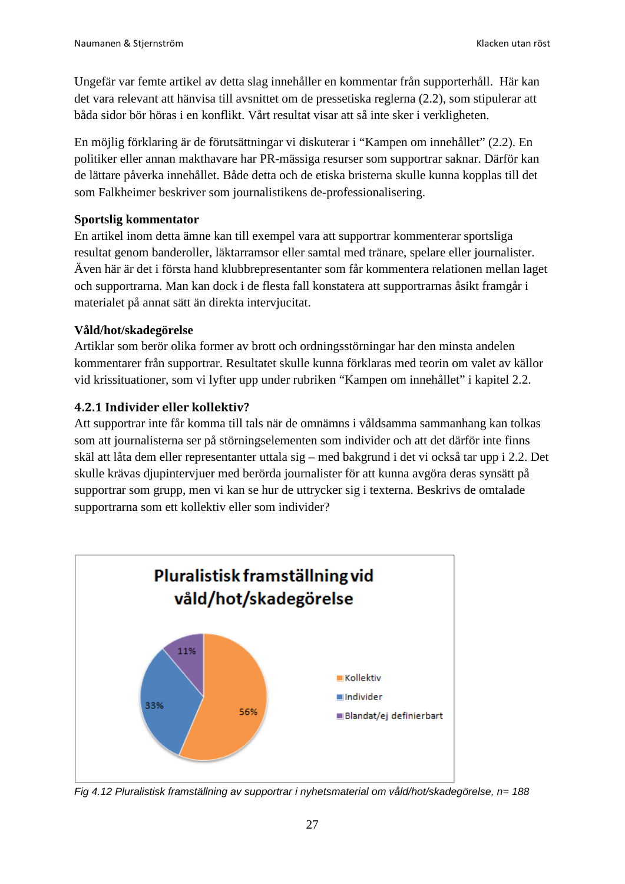Ungefär var femte artikel av detta slag innehåller en kommentar från supporterhåll. Här kan det vara relevant att hänvisa till avsnittet om de pressetiska reglerna (2.2), som stipulerar att båda sidor bör höras i en konflikt. Vårt resultat visar att så inte sker i verkligheten.

En möjlig förklaring är de förutsättningar vi diskuterar i "Kampen om innehållet" (2.2). En politiker eller annan makthavare har PR-mässiga resurser som supportrar saknar. Därför kan de lättare påverka innehållet. Både detta och de etiska bristerna skulle kunna kopplas till det som Falkheimer beskriver som journalistikens de-professionalisering.

**Sportslig kommentator**
En artikel inom detta ämne kan till exempel vara att supportrar kommenterar sportsliga resultat genom banderoller, läktarramsor eller samtal med tränare, spelare eller journalister. Även här är det i första hand klubbrepresentanter som får kommentera relationen mellan laget och supportrarna. Man kan dock i de flesta fall konstatera att supportrarnas åsikt framgår i materialet på annat sätt än direkta intervjucitat.

**Våld/hot/skadegörelse**
Artiklar som berör olika former av brott och ordningsstörningar har den minsta andelen kommentarer från supportrar. Resultatet skulle kunna förklaras med teorin om valet av källor vid krissituationer, som vi lyfter upp under rubriken "Kampen om innehållet" i kapitel 2.2.

### 4.2.1 Individer eller kollektiv?

Att supportrar inte får komma till tals när de omnämns i våldsamma sammanhang kan tolkas som att journalisterna ser på störningselementen som individer och att det därför inte finns skäl att låta dem eller representanter uttala sig – med bakgrund i det vi också tar upp i 2.2. Det skulle krävas djupintervjuer med berörda journalister för att kunna avgöra deras synsätt på supportrar som grupp, men vi kan se hur de uttrycker sig i texterna. Beskrivs de omtalade supportrarna som ett kollektiv eller som individer?

**Pluralistisk framställning vid våld/hot/skadegörelse**

| Kategori | Andel |
|---|---|
| Kollektiv | 56% |
| Individer | 33% |
| Blandat/ej definierbart | 11% |

*Fig 4.12 Pluralistisk framställning av supportrar i nyhetsmaterial om våld/hot/skadegörelse, n= 188*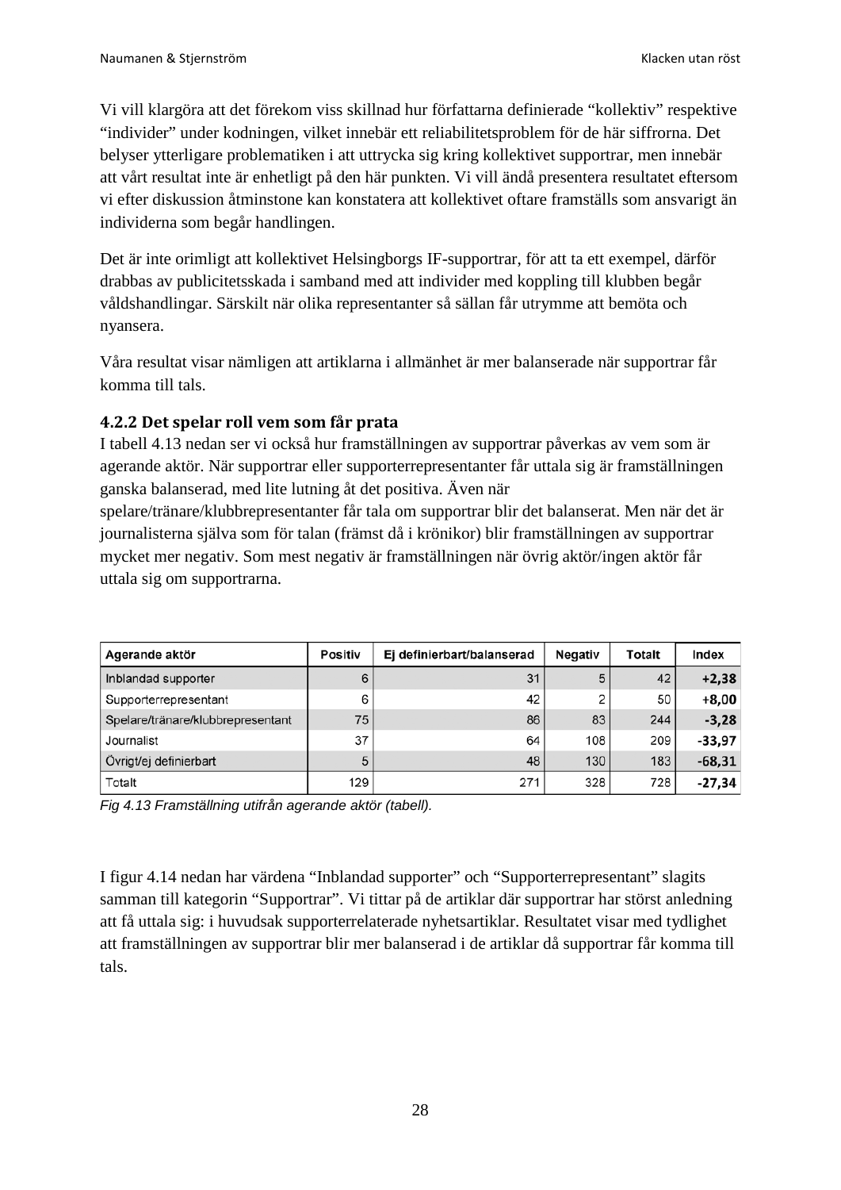Vi vill klargöra att det förekom viss skillnad hur författarna definierade "kollektiv" respektive "individer" under kodningen, vilket innebär ett reliabilitetsproblem för de här siffrorna. Det belyser ytterligare problematiken i att uttrycka sig kring kollektivet supportrar, men innebär att vårt resultat inte är enhetligt på den här punkten. Vi vill ändå presentera resultatet eftersom vi efter diskussion åtminstone kan konstatera att kollektivet oftare framställs som ansvarigt än individerna som begår handlingen.

Det är inte orimligt att kollektivet Helsingborgs IF-supportrar, för att ta ett exempel, därför drabbas av publicitetsskada i samband med att individer med koppling till klubben begår våldshandlingar. Särskilt när olika representanter så sällan får utrymme att bemöta och nyansera.

Våra resultat visar nämligen att artiklarna i allmänhet är mer balanserade när supportrar får komma till tals.

### 4.2.2 Det spelar roll vem som får prata

I tabell 4.13 nedan ser vi också hur framställningen av supportrar påverkas av vem som är agerande aktör. När supportrar eller supporterrepresentanter får uttala sig är framställningen ganska balanserad, med lite lutning åt det positiva. Även när spelare/tränare/klubbrepresentanter får tala om supportrar blir det balanserat. Men när det är journalisterna själva som för talan (främst då i krönikor) blir framställningen av supportrar mycket mer negativ. Som mest negativ är framställningen när övrig aktör/ingen aktör får uttala sig om supportrarna.

| Agerande aktör | Positiv | Ej definierbart/balanserad | Negativ | Totalt | Index |
|---|---|---|---|---|---|
| Inblandad supporter | 6 | 31 | 5 | 42 | **+2,38** |
| Supporterrepresentant | 6 | 42 | 2 | 50 | **+8,00** |
| Spelare/tränare/klubbrepresentant | 75 | 86 | 83 | 244 | **-3,28** |
| Journalist | 37 | 64 | 108 | 209 | **-33,97** |
| Övrigt/ej definierbart | 5 | 48 | 130 | 183 | **-68,31** |
| Totalt | 129 | 271 | 328 | 728 | **-27,34** |

*Fig 4.13 Framställning utifrån agerande aktör (tabell).*

I figur 4.14 nedan har värdena "Inblandad supporter" och "Supporterrepresentant" slagits samman till kategorin "Supportrar". Vi tittar på de artiklar där supportrar har störst anledning att få uttala sig: i huvudsak supporterrelaterade nyhetsartiklar. Resultatet visar med tydlighet att framställningen av supportrar blir mer balanserad i de artiklar då supportrar får komma till tals.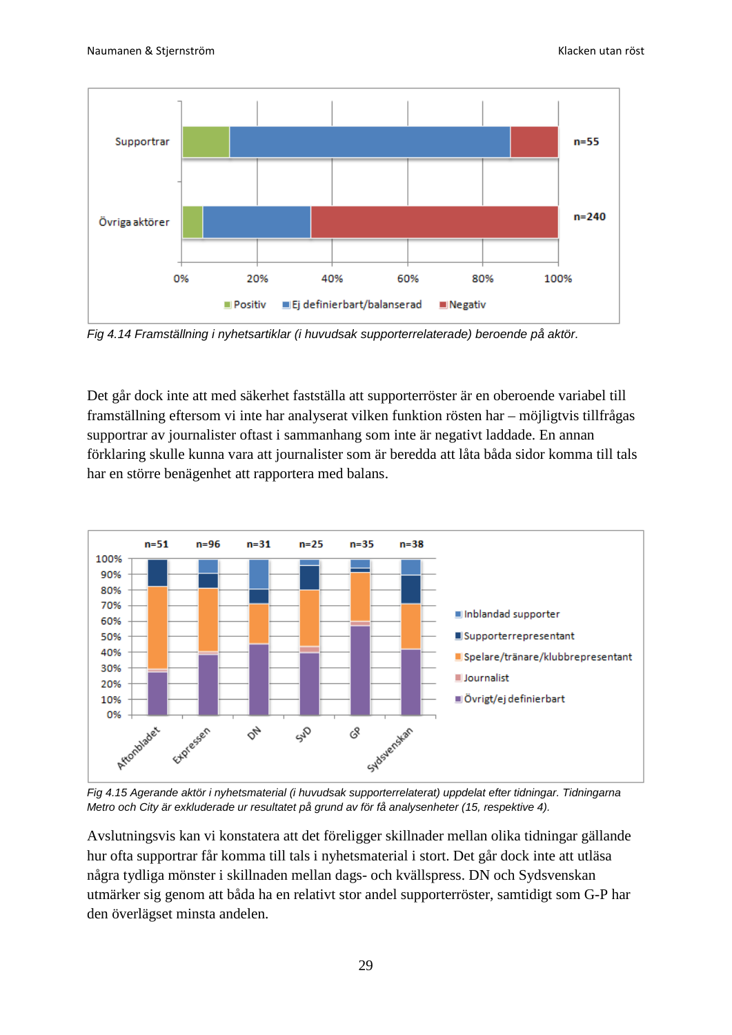Fig 4.14 Framställning i nyhetsartiklar (i huvudsak supporterrelaterade) beroende på aktör.

Det går dock inte att med säkerhet fastställa att supporterröster är en oberoende variabel till framställning eftersom vi inte har analyserat vilken funktion rösten har – möjligtvis tillfrågas supportrar av journalister oftast i sammanhang som inte är negativt laddade. En annan förklaring skulle kunna vara att journalister som är beredda att låta båda sidor komma till tals har en större benägenhet att rapportera med balans.

Fig 4.15 Agerande aktör i nyhetsmaterial (i huvudsak supporterrelaterat) uppdelat efter tidningar. Tidningarna Metro och City är exkluderade ur resultatet på grund av för få analysenheter (15, respektive 4).

Avslutningsvis kan vi konstatera att det föreligger skillnader mellan olika tidningar gällande hur ofta supportrar får komma till tals i nyhetsmaterial i stort. Det går dock inte att utläsa några tydliga mönster i skillnaden mellan dags- och kvällspress. DN och Sydsvenskan utmärker sig genom att båda ha en relativt stor andel supporterröster, samtidigt som G-P har den överlägset minsta andelen.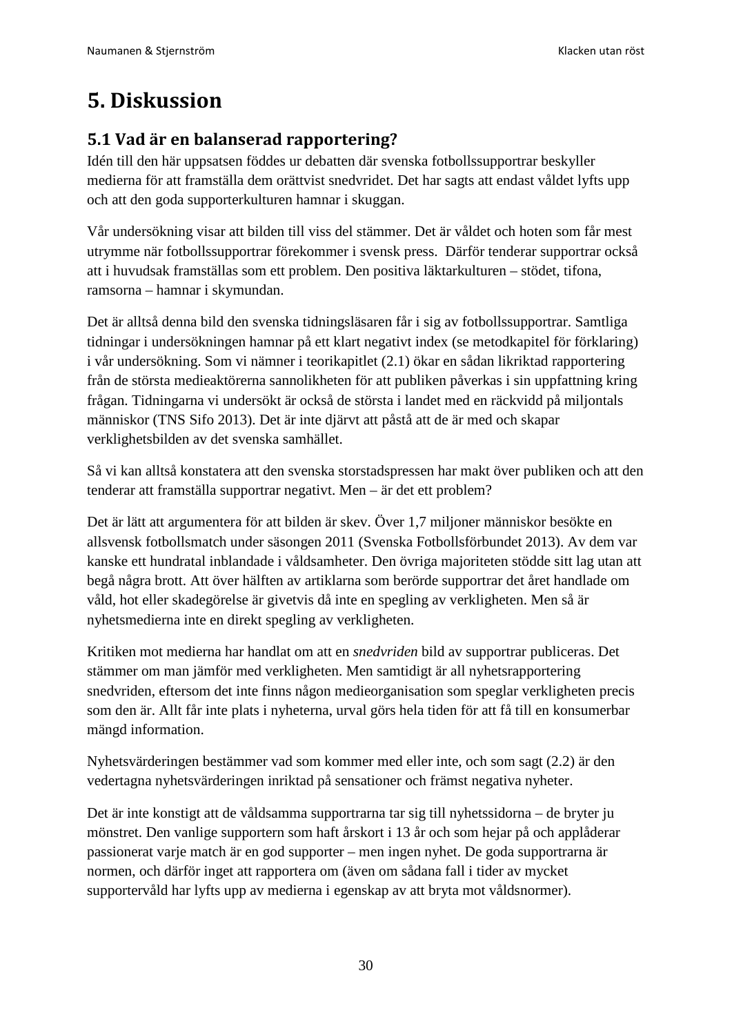# 5. Diskussion

## 5.1 Vad är en balanserad rapportering?

Idén till den här uppsatsen föddes ur debatten där svenska fotbollssupportrar beskyller medierna för att framställa dem orättvist snedvridet. Det har sagts att endast våldet lyfts upp och att den goda supporterkulturen hamnar i skuggan.

Vår undersökning visar att bilden till viss del stämmer. Det är våldet och hoten som får mest utrymme när fotbollssupportrar förekommer i svensk press. Därför tenderar supportrar också att i huvudsak framställas som ett problem. Den positiva läktarkulturen – stödet, tifona, ramsorna – hamnar i skymundan.

Det är alltså denna bild den svenska tidningsläsaren får i sig av fotbollssupportrar. Samtliga tidningar i undersökningen hamnar på ett klart negativt index (se metodkapitel för förklaring) i vår undersökning. Som vi nämner i teorikapitlet (2.1) ökar en sådan likriktad rapportering från de största medieaktörerna sannolikheten för att publiken påverkas i sin uppfattning kring frågan. Tidningarna vi undersökt är också de största i landet med en räckvidd på miljontals människor (TNS Sifo 2013). Det är inte djärvt att påstå att de är med och skapar verklighetsbilden av det svenska samhället.

Så vi kan alltså konstatera att den svenska storstadspressen har makt över publiken och att den tenderar att framställa supportrar negativt. Men – är det ett problem?

Det är lätt att argumentera för att bilden är skev. Över 1,7 miljoner människor besökte en allsvensk fotbollsmatch under säsongen 2011 (Svenska Fotbollsförbundet 2013). Av dem var kanske ett hundratal inblandade i våldsamheter. Den övriga majoriteten stödde sitt lag utan att begå några brott. Att över hälften av artiklarna som berörde supportrar det året handlade om våld, hot eller skadegörelse är givetvis då inte en spegling av verkligheten. Men så är nyhetsmedierna inte en direkt spegling av verkligheten.

Kritiken mot medierna har handlat om att en *snedvriden* bild av supportrar publiceras. Det stämmer om man jämför med verkligheten. Men samtidigt är all nyhetsrapportering snedvriden, eftersom det inte finns någon medieorganisation som speglar verkligheten precis som den är. Allt får inte plats i nyheterna, urval görs hela tiden för att få till en konsumerbar mängd information.

Nyhetsvärderingen bestämmer vad som kommer med eller inte, och som sagt (2.2) är den vedertagna nyhetsvärderingen inriktad på sensationer och främst negativa nyheter.

Det är inte konstigt att de våldsamma supportrarna tar sig till nyhetssidorna – de bryter ju mönstret. Den vanlige supportern som haft årskort i 13 år och som hejar på och applåderar passionerat varje match är en god supporter – men ingen nyhet. De goda supportrarna är normen, och därför inget att rapportera om (även om sådana fall i tider av mycket supportervåld har lyfts upp av medierna i egenskap av att bryta mot våldsnormer).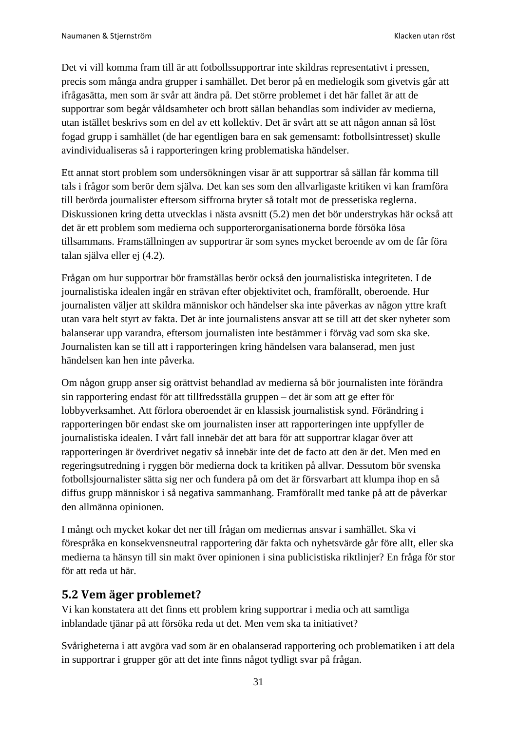Det vi vill komma fram till är att fotbollssupportrar inte skildras representativt i pressen, precis som många andra grupper i samhället. Det beror på en medielogik som givetvis går att ifrågasätta, men som är svår att ändra på. Det större problemet i det här fallet är att de supportrar som begår våldsamheter och brott sällan behandlas som individer av medierna, utan istället beskrivs som en del av ett kollektiv. Det är svårt att se att någon annan så löst fogad grupp i samhället (de har egentligen bara en sak gemensamt: fotbollsintresset) skulle avindividualiseras så i rapporteringen kring problematiska händelser.

Ett annat stort problem som undersökningen visar är att supportrar så sällan får komma till tals i frågor som berör dem själva. Det kan ses som den allvarligaste kritiken vi kan framföra till berörda journalister eftersom siffrorna bryter så totalt mot de pressetiska reglerna. Diskussionen kring detta utvecklas i nästa avsnitt (5.2) men det bör understrykas här också att det är ett problem som medierna och supporterorganisationerna borde försöka lösa tillsammans. Framställningen av supportrar är som synes mycket beroende av om de får föra talan själva eller ej (4.2).

Frågan om hur supportrar bör framställas berör också den journalistiska integriteten. I de journalistiska idealen ingår en strävan efter objektivitet och, framförallt, oberoende. Hur journalisten väljer att skildra människor och händelser ska inte påverkas av någon yttre kraft utan vara helt styrt av fakta. Det är inte journalistens ansvar att se till att det sker nyheter som balanserar upp varandra, eftersom journalisten inte bestämmer i förväg vad som ska ske. Journalisten kan se till att i rapporteringen kring händelsen vara balanserad, men just händelsen kan hen inte påverka.

Om någon grupp anser sig orättvist behandlad av medierna så bör journalisten inte förändra sin rapportering endast för att tillfredsställa gruppen – det är som att ge efter för lobbyverksamhet. Att förlora oberoendet är en klassisk journalistisk synd. Förändring i rapporteringen bör endast ske om journalisten inser att rapporteringen inte uppfyller de journalistiska idealen. I vårt fall innebär det att bara för att supportrar klagar över att rapporteringen är överdrivet negativ så innebär inte det de facto att den är det. Men med en regeringsutredning i ryggen bör medierna dock ta kritiken på allvar. Dessutom bör svenska fotbollsjournalister sätta sig ner och fundera på om det är försvarbart att klumpa ihop en så diffus grupp människor i så negativa sammanhang. Framförallt med tanke på att de påverkar den allmänna opinionen.

I mångt och mycket kokar det ner till frågan om mediernas ansvar i samhället. Ska vi förespråka en konsekvensneutral rapportering där fakta och nyhetsvärde går före allt, eller ska medierna ta hänsyn till sin makt över opinionen i sina publicistiska riktlinjer? En fråga för stor för att reda ut här.

## 5.2 Vem äger problemet?

Vi kan konstatera att det finns ett problem kring supportrar i media och att samtliga inblandade tjänar på att försöka reda ut det. Men vem ska ta initiativet?

Svårigheterna i att avgöra vad som är en obalanserad rapportering och problematiken i att dela in supportrar i grupper gör att det inte finns något tydligt svar på frågan.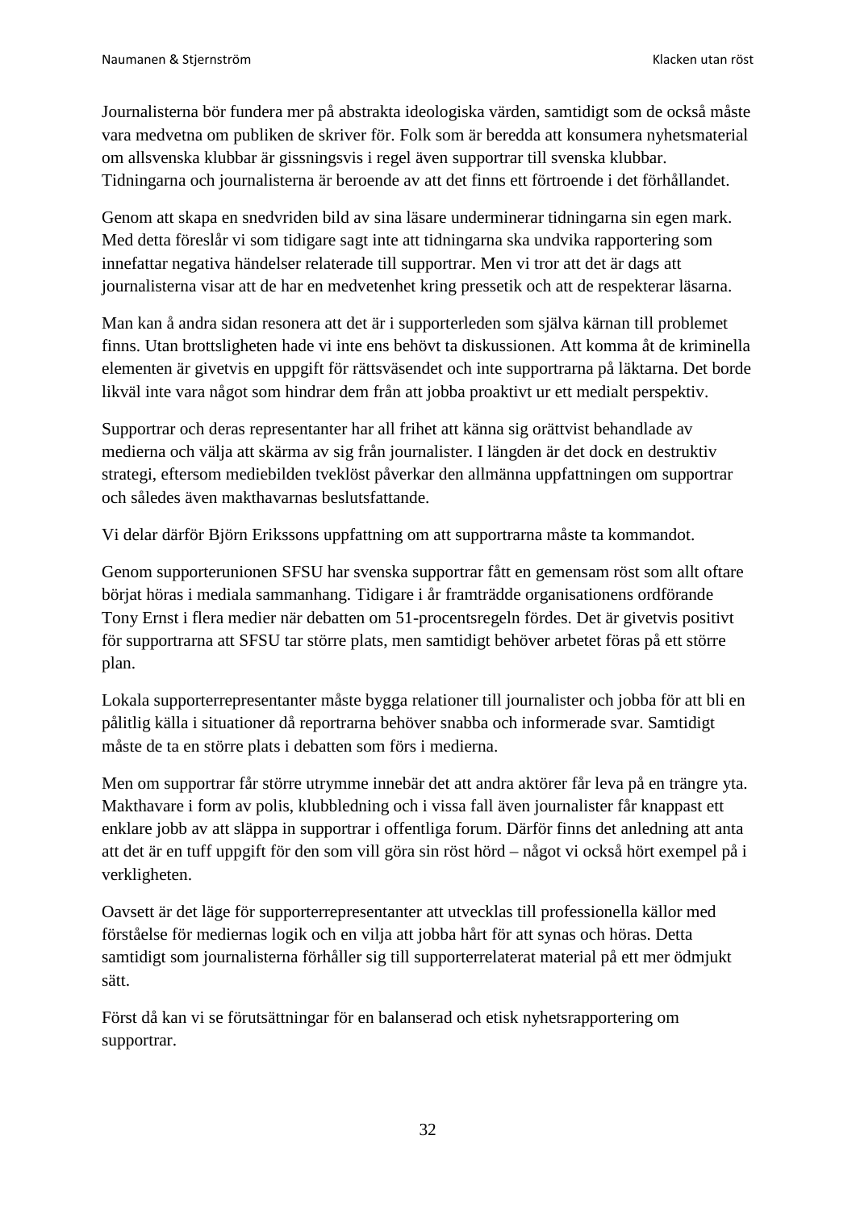Journalisterna bör fundera mer på abstrakta ideologiska värden, samtidigt som de också måste vara medvetna om publiken de skriver för. Folk som är beredda att konsumera nyhetsmaterial om allsvenska klubbar är gissningsvis i regel även supportrar till svenska klubbar. Tidningarna och journalisterna är beroende av att det finns ett förtroende i det förhållandet.

Genom att skapa en snedvriden bild av sina läsare underminerar tidningarna sin egen mark. Med detta föreslår vi som tidigare sagt inte att tidningarna ska undvika rapportering som innefattar negativa händelser relaterade till supportrar. Men vi tror att det är dags att journalisterna visar att de har en medvetenhet kring pressetik och att de respekterar läsarna.

Man kan å andra sidan resonera att det är i supporterleden som själva kärnan till problemet finns. Utan brottsligheten hade vi inte ens behövt ta diskussionen. Att komma åt de kriminella elementen är givetvis en uppgift för rättsväsendet och inte supportrarna på läktarna. Det borde likväl inte vara något som hindrar dem från att jobba proaktivt ur ett medialt perspektiv.

Supportrar och deras representanter har all frihet att känna sig orättvist behandlade av medierna och välja att skärma av sig från journalister. I längden är det dock en destruktiv strategi, eftersom mediebilden tveklöst påverkar den allmänna uppfattningen om supportrar och således även makthavarnas beslutsfattande.

Vi delar därför Björn Erikssons uppfattning om att supportrarna måste ta kommandot.

Genom supporterunionen SFSU har svenska supportrar fått en gemensam röst som allt oftare börjat höras i mediala sammanhang. Tidigare i år framträdde organisationens ordförande Tony Ernst i flera medier när debatten om 51-procentsregeln fördes. Det är givetvis positivt för supportrarna att SFSU tar större plats, men samtidigt behöver arbetet föras på ett större plan.

Lokala supporterrepresentanter måste bygga relationer till journalister och jobba för att bli en pålitlig källa i situationer då reportrarna behöver snabba och informerade svar. Samtidigt måste de ta en större plats i debatten som förs i medierna.

Men om supportrar får större utrymme innebär det att andra aktörer får leva på en trängre yta. Makthavare i form av polis, klubbledning och i vissa fall även journalister får knappast ett enklare jobb av att släppa in supportrar i offentliga forum. Därför finns det anledning att anta att det är en tuff uppgift för den som vill göra sin röst hörd – något vi också hört exempel på i verkligheten.

Oavsett är det läge för supporterrepresentanter att utvecklas till professionella källor med förståelse för mediernas logik och en vilja att jobba hårt för att synas och höras. Detta samtidigt som journalisterna förhåller sig till supporterrelaterat material på ett mer ödmjukt sätt.

Först då kan vi se förutsättningar för en balanserad och etisk nyhetsrapportering om supportrar.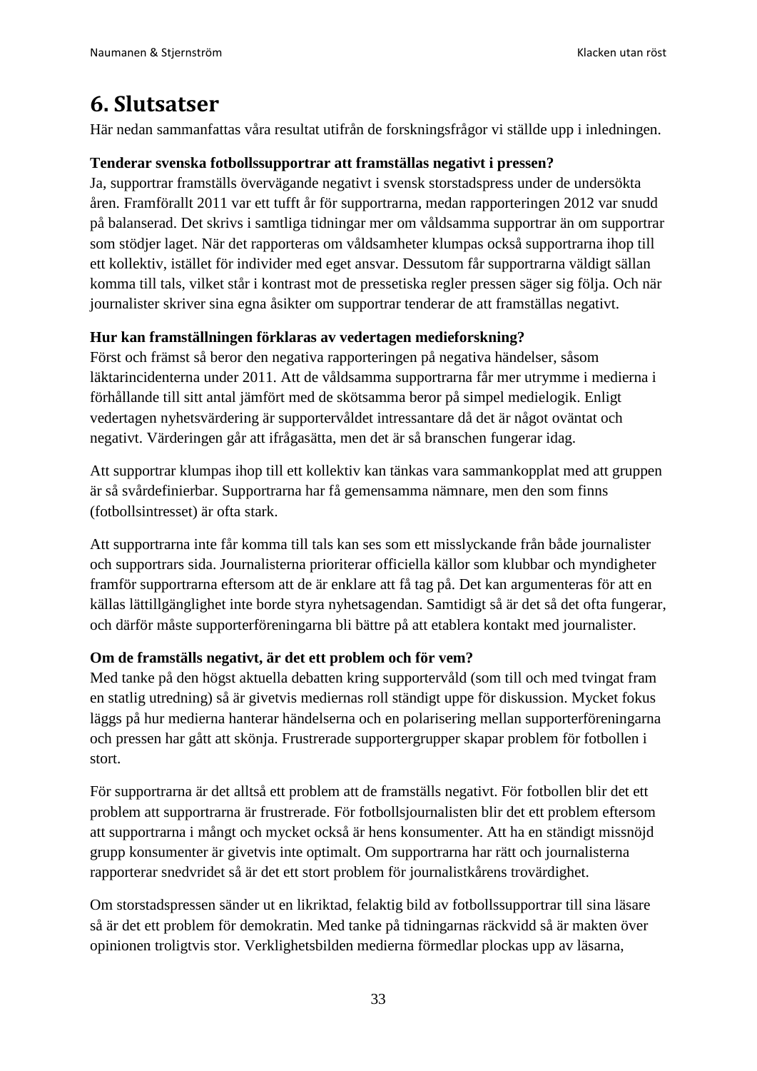# 6. Slutsatser

Här nedan sammanfattas våra resultat utifrån de forskningsfrågor vi ställde upp i inledningen.

**Tenderar svenska fotbollssupportrar att framställas negativt i pressen?**
Ja, supportrar framställs övervägande negativt i svensk storstadspress under de undersökta åren. Framförallt 2011 var ett tufft år för supportrarna, medan rapporteringen 2012 var snudd på balanserad. Det skrivs i samtliga tidningar mer om våldsamma supportrar än om supportrar som stödjer laget. När det rapporteras om våldsamheter klumpas också supportrarna ihop till ett kollektiv, istället för individer med eget ansvar. Dessutom får supportrarna väldigt sällan komma till tals, vilket står i kontrast mot de pressetiska regler pressen säger sig följa. Och när journalister skriver sina egna åsikter om supportrar tenderar de att framställas negativt.

**Hur kan framställningen förklaras av vedertagen medieforskning?**
Först och främst så beror den negativa rapporteringen på negativa händelser, såsom läktarincidenterna under 2011. Att de våldsamma supportrarna får mer utrymme i medierna i förhållande till sitt antal jämfört med de skötsamma beror på simpel medielogik. Enligt vedertagen nyhetsvärdering är supportervåldet intressantare då det är något oväntat och negativt. Värderingen går att ifrågasätta, men det är så branschen fungerar idag.

Att supportrar klumpas ihop till ett kollektiv kan tänkas vara sammankopplat med att gruppen är så svårdefinierbar. Supportrarna har få gemensamma nämnare, men den som finns (fotbollsintresset) är ofta stark.

Att supportrarna inte får komma till tals kan ses som ett misslyckande från både journalister och supportrars sida. Journalisterna prioriterar officiella källor som klubbar och myndigheter framför supportrarna eftersom att de är enklare att få tag på. Det kan argumenteras för att en källas lättillgänglighet inte borde styra nyhetsagendan. Samtidigt så är det så det ofta fungerar, och därför måste supporterföreningarna bli bättre på att etablera kontakt med journalister.

**Om de framställs negativt, är det ett problem och för vem?**
Med tanke på den högst aktuella debatten kring supportervåld (som till och med tvingat fram en statlig utredning) så är givetvis mediernas roll ständigt uppe för diskussion. Mycket fokus läggs på hur medierna hanterar händelserna och en polarisering mellan supporterföreningarna och pressen har gått att skönja. Frustrerade supportergrupper skapar problem för fotbollen i stort.

För supportrarna är det alltså ett problem att de framställs negativt. För fotbollen blir det ett problem att supportrarna är frustrerade. För fotbollsjournalisten blir det ett problem eftersom att supportrarna i mångt och mycket också är hens konsumenter. Att ha en ständigt missnöjd grupp konsumenter är givetvis inte optimalt. Om supportrarna har rätt och journalisterna rapporterar snedvridet så är det ett stort problem för journalistkårens trovärdighet.

Om storstadspressen sänder ut en likriktad, felaktig bild av fotbollssupportrar till sina läsare så är det ett problem för demokratin. Med tanke på tidningarnas räckvidd så är makten över opinionen troligtvis stor. Verklighetsbilden medierna förmedlar plockas upp av läsarna,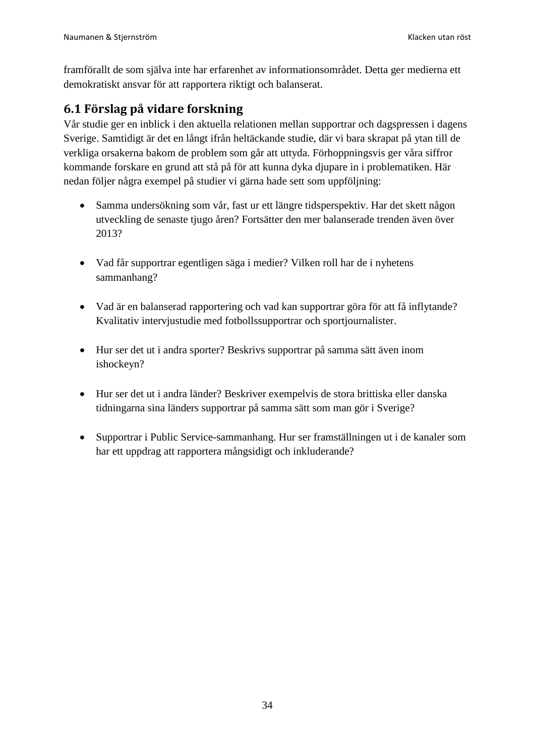framförallt de som själva inte har erfarenhet av informationsområdet. Detta ger medierna ett demokratiskt ansvar för att rapportera riktigt och balanserat.

## 6.1 Förslag på vidare forskning

Vår studie ger en inblick i den aktuella relationen mellan supportrar och dagspressen i dagens Sverige. Samtidigt är det en långt ifrån heltäckande studie, där vi bara skrapat på ytan till de verkliga orsakerna bakom de problem som går att uttyda. Förhoppningsvis ger våra siffror kommande forskare en grund att stå på för att kunna dyka djupare in i problematiken. Här nedan följer några exempel på studier vi gärna hade sett som uppföljning:

- Samma undersökning som vår, fast ur ett längre tidsperspektiv. Har det skett någon utveckling de senaste tjugo åren? Fortsätter den mer balanserade trenden även över 2013?

- Vad får supportrar egentligen säga i medier? Vilken roll har de i nyhetens sammanhang?

- Vad är en balanserad rapportering och vad kan supportrar göra för att få inflytande? Kvalitativ intervjustudie med fotbollssupportrar och sportjournalister.

- Hur ser det ut i andra sporter? Beskrivs supportrar på samma sätt även inom ishockeyn?

- Hur ser det ut i andra länder? Beskriver exempelvis de stora brittiska eller danska tidningarna sina länders supportrar på samma sätt som man gör i Sverige?

- Supportrar i Public Service-sammanhang. Hur ser framställningen ut i de kanaler som har ett uppdrag att rapportera mångsidigt och inkluderande?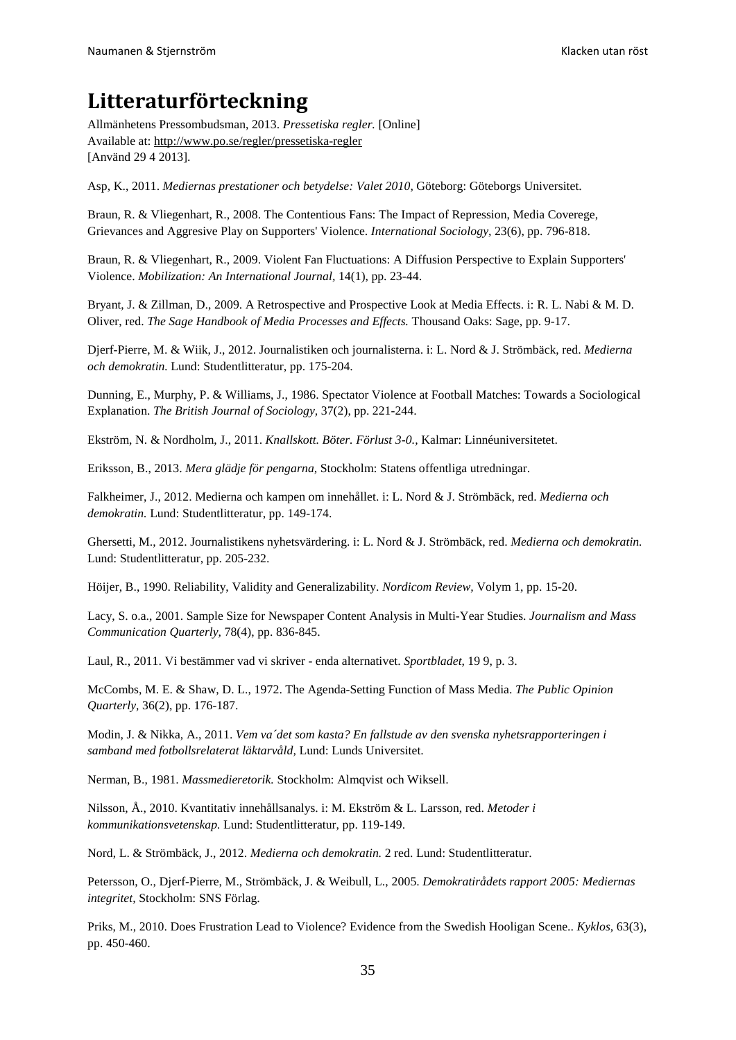# Litteraturförteckning

Allmänhetens Pressombudsman, 2013. *Pressetiska regler.* [Online]
Available at: http://www.po.se/regler/pressetiska-regler
[Använd 29 4 2013].

Asp, K., 2011. *Mediernas prestationer och betydelse: Valet 2010,* Göteborg: Göteborgs Universitet.

Braun, R. & Vliegenhart, R., 2008. The Contentious Fans: The Impact of Repression, Media Coverege, Grievances and Aggresive Play on Supporters' Violence. *International Sociology,* 23(6), pp. 796-818.

Braun, R. & Vliegenhart, R., 2009. Violent Fan Fluctuations: A Diffusion Perspective to Explain Supporters' Violence. *Mobilization: An International Journal,* 14(1), pp. 23-44.

Bryant, J. & Zillman, D., 2009. A Retrospective and Prospective Look at Media Effects. i: R. L. Nabi & M. D. Oliver, red. *The Sage Handbook of Media Processes and Effects.* Thousand Oaks: Sage, pp. 9-17.

Djerf-Pierre, M. & Wiik, J., 2012. Journalistiken och journalisterna. i: L. Nord & J. Strömbäck, red. *Medierna och demokratin.* Lund: Studentlitteratur, pp. 175-204.

Dunning, E., Murphy, P. & Williams, J., 1986. Spectator Violence at Football Matches: Towards a Sociological Explanation. *The British Journal of Sociology,* 37(2), pp. 221-244.

Ekström, N. & Nordholm, J., 2011. *Knallskott. Böter. Förlust 3-0.,* Kalmar: Linnéuniversitetet.

Eriksson, B., 2013. *Mera glädje för pengarna,* Stockholm: Statens offentliga utredningar.

Falkheimer, J., 2012. Medierna och kampen om innehållet. i: L. Nord & J. Strömbäck, red. *Medierna och demokratin.* Lund: Studentlitteratur, pp. 149-174.

Ghersetti, M., 2012. Journalistikens nyhetsvärdering. i: L. Nord & J. Strömbäck, red. *Medierna och demokratin.* Lund: Studentlitteratur, pp. 205-232.

Höijer, B., 1990. Reliability, Validity and Generalizability. *Nordicom Review,* Volym 1, pp. 15-20.

Lacy, S. o.a., 2001. Sample Size for Newspaper Content Analysis in Multi-Year Studies. *Journalism and Mass Communication Quarterly,* 78(4), pp. 836-845.

Laul, R., 2011. Vi bestämmer vad vi skriver - enda alternativet. *Sportbladet,* 19 9, p. 3.

McCombs, M. E. & Shaw, D. L., 1972. The Agenda-Setting Function of Mass Media. *The Public Opinion Quarterly,* 36(2), pp. 176-187.

Modin, J. & Nikka, A., 2011. *Vem va´det som kasta? En fallstude av den svenska nyhetsrapporteringen i samband med fotbollsrelaterat läktarvåld,* Lund: Lunds Universitet.

Nerman, B., 1981. *Massmedieretorik.* Stockholm: Almqvist och Wiksell.

Nilsson, Å., 2010. Kvantitativ innehållsanalys. i: M. Ekström & L. Larsson, red. *Metoder i kommunikationsvetenskap.* Lund: Studentlitteratur, pp. 119-149.

Nord, L. & Strömbäck, J., 2012. *Medierna och demokratin.* 2 red. Lund: Studentlitteratur.

Petersson, O., Djerf-Pierre, M., Strömbäck, J. & Weibull, L., 2005. *Demokratirådets rapport 2005: Mediernas integritet,* Stockholm: SNS Förlag.

Priks, M., 2010. Does Frustration Lead to Violence? Evidence from the Swedish Hooligan Scene.. *Kyklos,* 63(3), pp. 450-460.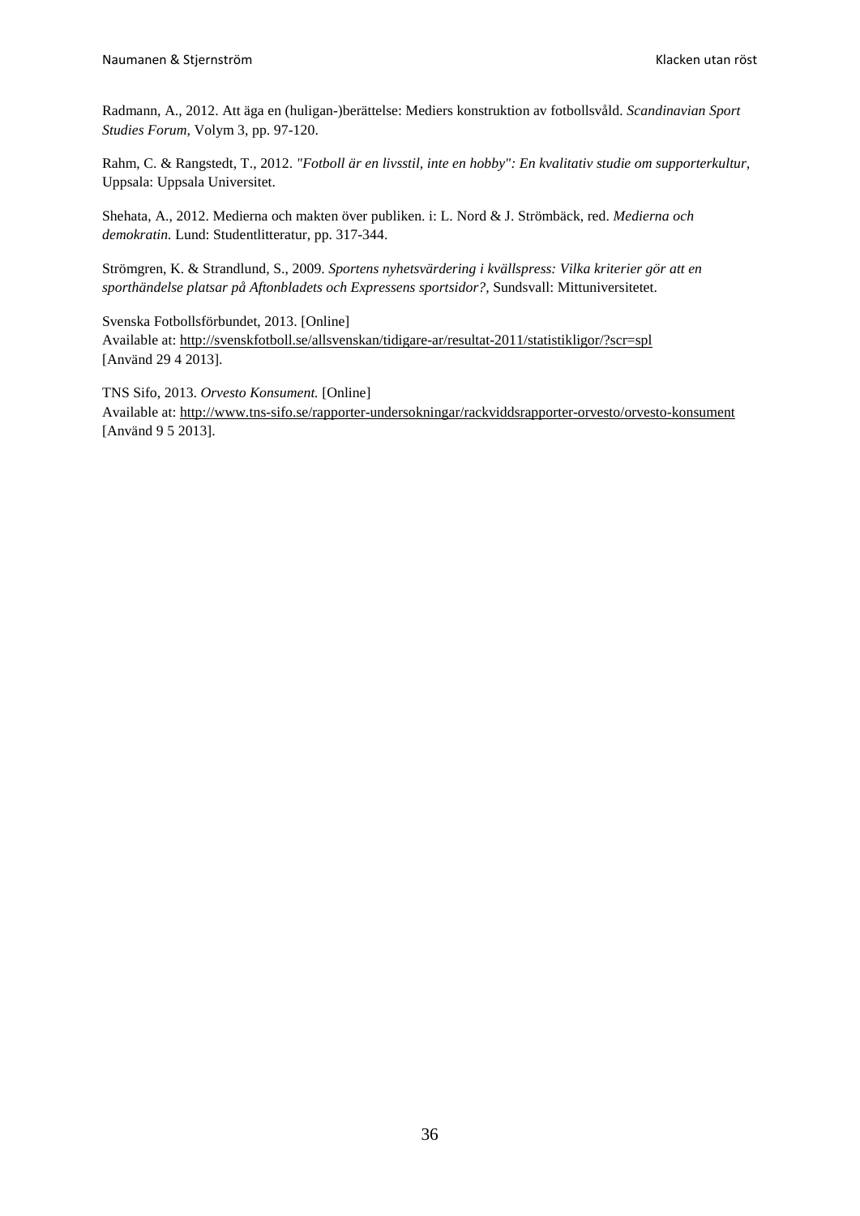Radmann, A., 2012. Att äga en (huligan-)berättelse: Mediers konstruktion av fotbollsvåld. *Scandinavian Sport Studies Forum*, Volym 3, pp. 97-120.

Rahm, C. & Rangstedt, T., 2012. *"Fotboll är en livsstil, inte en hobby": En kvalitativ studie om supporterkultur*, Uppsala: Uppsala Universitet.

Shehata, A., 2012. Medierna och makten över publiken. i: L. Nord & J. Strömbäck, red. *Medierna och demokratin.* Lund: Studentlitteratur, pp. 317-344.

Strömgren, K. & Strandlund, S., 2009. *Sportens nyhetsvärdering i kvällspress: Vilka kriterier gör att en sporthändelse platsar på Aftonbladets och Expressens sportsidor?*, Sundsvall: Mittuniversitetet.

Svenska Fotbollsförbundet, 2013. [Online]
Available at: http://svenskfotboll.se/allsvenskan/tidigare-ar/resultat-2011/statistikligor/?scr=spl
[Använd 29 4 2013].

TNS Sifo, 2013. *Orvesto Konsument.* [Online]
Available at: http://www.tns-sifo.se/rapporter-undersokningar/rackviddsrapporter-orvesto/orvesto-konsument
[Använd 9 5 2013].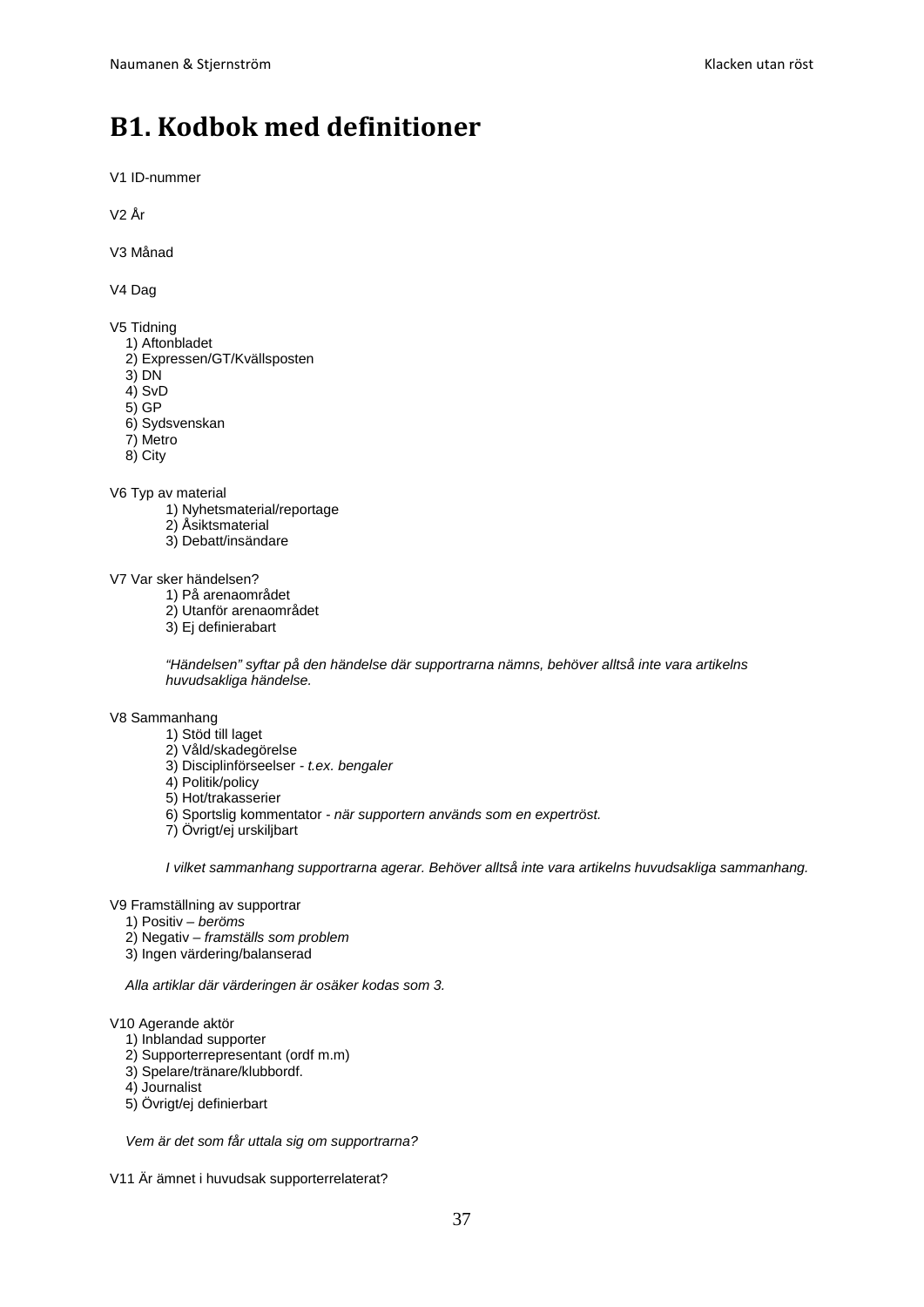# B1. Kodbok med definitioner

V1 ID-nummer

V2 År

V3 Månad

V4 Dag

V5 Tidning

1) Aftonbladet
2) Expressen/GT/Kvällsposten
3) DN
4) SvD
5) GP
6) Sydsvenskan
7) Metro
8) City

V6 Typ av material

1) Nyhetsmaterial/reportage
2) Åsiktsmaterial
3) Debatt/insändare

V7 Var sker händelsen?

1) På arenaområdet
2) Utanför arenaområdet
3) Ej definierabart

*"Händelsen" syftar på den händelse där supportrarna nämns, behöver alltså inte vara artikelns huvudsakliga händelse.*

V8 Sammanhang

1) Stöd till laget
2) Våld/skadegörelse
3) Disciplinförseelser - *t.ex. bengaler*
4) Politik/policy
5) Hot/trakasserier
6) Sportslig kommentator - *när supportern används som en expertröst.*
7) Övrigt/ej urskiljbart

*I vilket sammanhang supportrarna agerar. Behöver alltså inte vara artikelns huvudsakliga sammanhang.*

V9 Framställning av supportrar

1) Positiv – *beröms*
2) Negativ – *framställs som problem*
3) Ingen värdering/balanserad

*Alla artiklar där värderingen är osäker kodas som 3.*

V10 Agerande aktör

1) Inblandad supporter
2) Supporterrepresentant (ordf m.m)
3) Spelare/tränare/klubbordf.
4) Journalist
5) Övrigt/ej definierbart

*Vem är det som får uttala sig om supportrarna?*

V11 Är ämnet i huvudsak supporterrelaterat?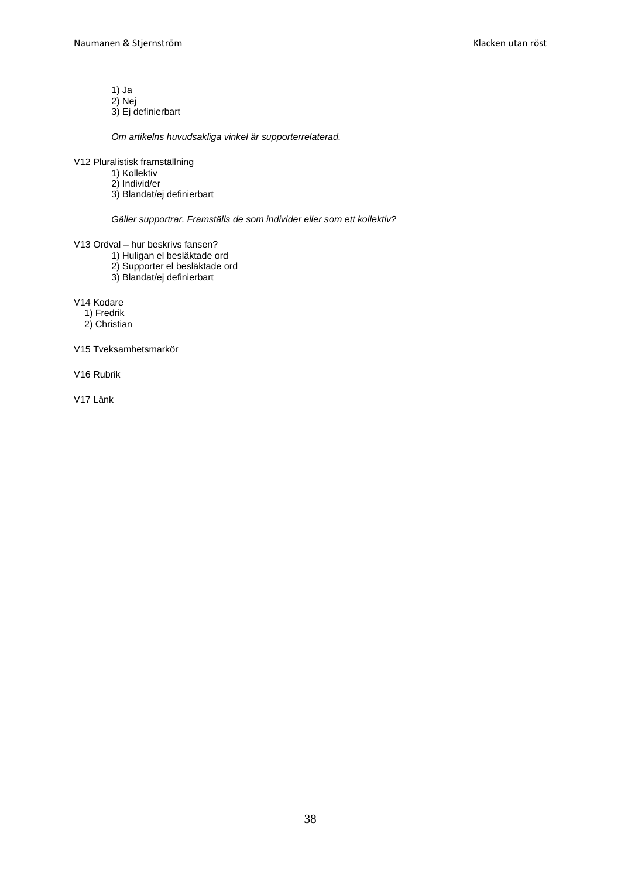1) Ja
2) Nej
3) Ej definierbart

*Om artikelns huvudsakliga vinkel är supporterrelaterad.*

V12 Pluralistisk framställning
1) Kollektiv
2) Individ/er
3) Blandat/ej definierbart

*Gäller supportrar. Framställs de som individer eller som ett kollektiv?*

V13 Ordval – hur beskrivs fansen?
1) Huligan el besläktade ord
2) Supporter el besläktade ord
3) Blandat/ej definierbart

V14 Kodare
1) Fredrik
2) Christian

V15 Tveksamhetsmarkör

V16 Rubrik

V17 Länk